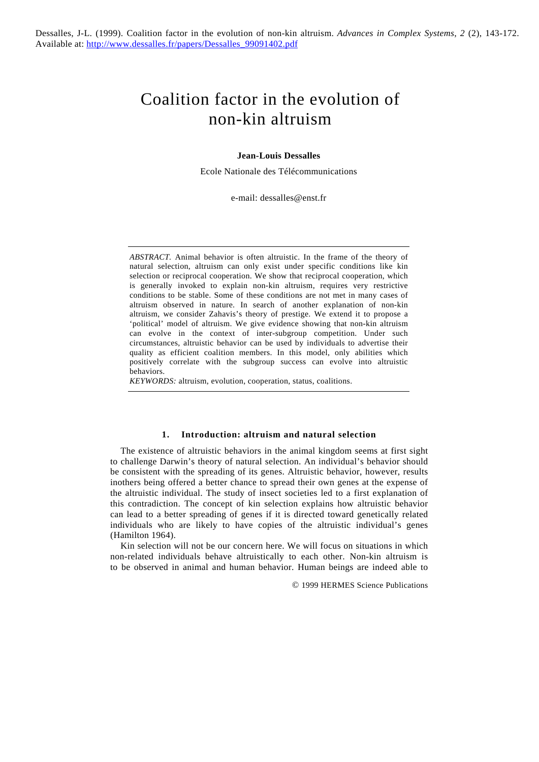Dessalles, J-L. (1999). Coalition factor in the evolution of non-kin altruism. *Advances in Complex Systems*, *2* (2), 143-172. Available at: http://www.dessalles.fr/papers/Dessalles_99091402.pdf

# Coalition factor in the evolution of non-kin altruism

**Jean-Louis Dessalles**

Ecole Nationale des Télécommunications

e-mail: dessalles@enst.fr

---

*ABSTRACT.* Animal behavior is often altruistic. In the frame of the theory of natural selection, altruism can only exist under specific conditions like kin selection or reciprocal cooperation. We show that reciprocal cooperation, which is generally invoked to explain non-kin altruism, requires very restrictive conditions to be stable. Some of these conditions are not met in many cases of altruism observed in nature. In search of another explanation of non-kin altruism, we consider Zahavis's theory of prestige. We extend it to propose a 'political' model of altruism. We give evidence showing that non-kin altruism can evolve in the context of inter-subgroup competition. Under such circumstances, altruistic behavior can be used by individuals to advertise their quality as efficient coalition members. In this model, only abilities which positively correlate with the subgroup success can evolve into altruistic behaviors.

*KEYWORDS:* altruism, evolution, cooperation, status, coalitions.

---

## 1. Introduction: altruism and natural selection

The existence of altruistic behaviors in the animal kingdom seems at first sight to challenge Darwin's theory of natural selection. An individual's behavior should be consistent with the spreading of its genes. Altruistic behavior, however, results inothers being offered a better chance to spread their own genes at the expense of the altruistic individual. The study of insect societies led to a first explanation of this contradiction. The concept of kin selection explains how altruistic behavior can lead to a better spreading of genes if it is directed toward genetically related individuals who are likely to have copies of the altruistic individual's genes (Hamilton 1964).

Kin selection will not be our concern here. We will focus on situations in which non-related individuals behave altruistically to each other. Non-kin altruism is to be observed in animal and human behavior. Human beings are indeed able to

© 1999 HERMES Science Publications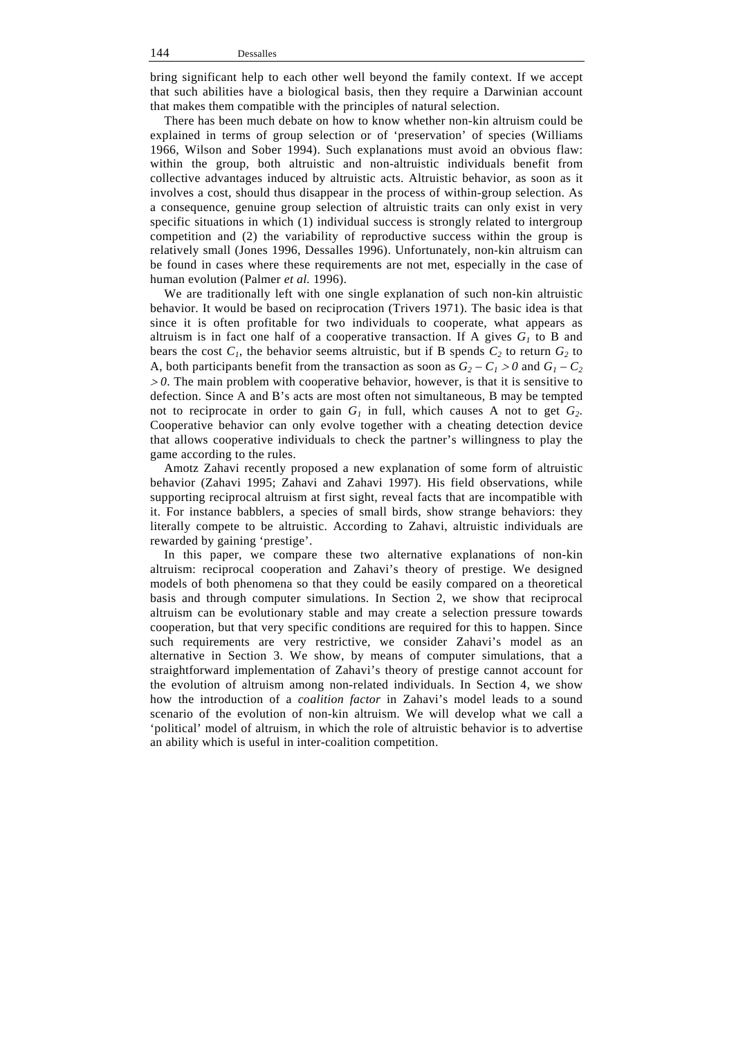bring significant help to each other well beyond the family context. If we accept that such abilities have a biological basis, then they require a Darwinian account that makes them compatible with the principles of natural selection.

There has been much debate on how to know whether non-kin altruism could be explained in terms of group selection or of 'preservation' of species (Williams 1966, Wilson and Sober 1994). Such explanations must avoid an obvious flaw: within the group, both altruistic and non-altruistic individuals benefit from collective advantages induced by altruistic acts. Altruistic behavior, as soon as it involves a cost, should thus disappear in the process of within-group selection. As a consequence, genuine group selection of altruistic traits can only exist in very specific situations in which (1) individual success is strongly related to intergroup competition and (2) the variability of reproductive success within the group is relatively small (Jones 1996, Dessalles 1996). Unfortunately, non-kin altruism can be found in cases where these requirements are not met, especially in the case of human evolution (Palmer *et al.* 1996).

We are traditionally left with one single explanation of such non-kin altruistic behavior. It would be based on reciprocation (Trivers 1971). The basic idea is that since it is often profitable for two individuals to cooperate, what appears as altruism is in fact one half of a cooperative transaction. If A gives $G_1$ to B and bears the cost $C_1$, the behavior seems altruistic, but if B spends $C_2$ to return $G_2$ to A, both participants benefit from the transaction as soon as $G_2 - C_1 > 0$ and $G_1 - C_2 > 0$. The main problem with cooperative behavior, however, is that it is sensitive to defection. Since A and B's acts are most often not simultaneous, B may be tempted not to reciprocate in order to gain $G_1$ in full, which causes A not to get $G_2$. Cooperative behavior can only evolve together with a cheating detection device that allows cooperative individuals to check the partner's willingness to play the game according to the rules.

Amotz Zahavi recently proposed a new explanation of some form of altruistic behavior (Zahavi 1995; Zahavi and Zahavi 1997). His field observations, while supporting reciprocal altruism at first sight, reveal facts that are incompatible with it. For instance babblers, a species of small birds, show strange behaviors: they literally compete to be altruistic. According to Zahavi, altruistic individuals are rewarded by gaining 'prestige'.

In this paper, we compare these two alternative explanations of non-kin altruism: reciprocal cooperation and Zahavi's theory of prestige. We designed models of both phenomena so that they could be easily compared on a theoretical basis and through computer simulations. In Section 2, we show that reciprocal altruism can be evolutionary stable and may create a selection pressure towards cooperation, but that very specific conditions are required for this to happen. Since such requirements are very restrictive, we consider Zahavi's model as an alternative in Section 3. We show, by means of computer simulations, that a straightforward implementation of Zahavi's theory of prestige cannot account for the evolution of altruism among non-related individuals. In Section 4, we show how the introduction of a *coalition factor* in Zahavi's model leads to a sound scenario of the evolution of non-kin altruism. We will develop what we call a 'political' model of altruism, in which the role of altruistic behavior is to advertise an ability which is useful in inter-coalition competition.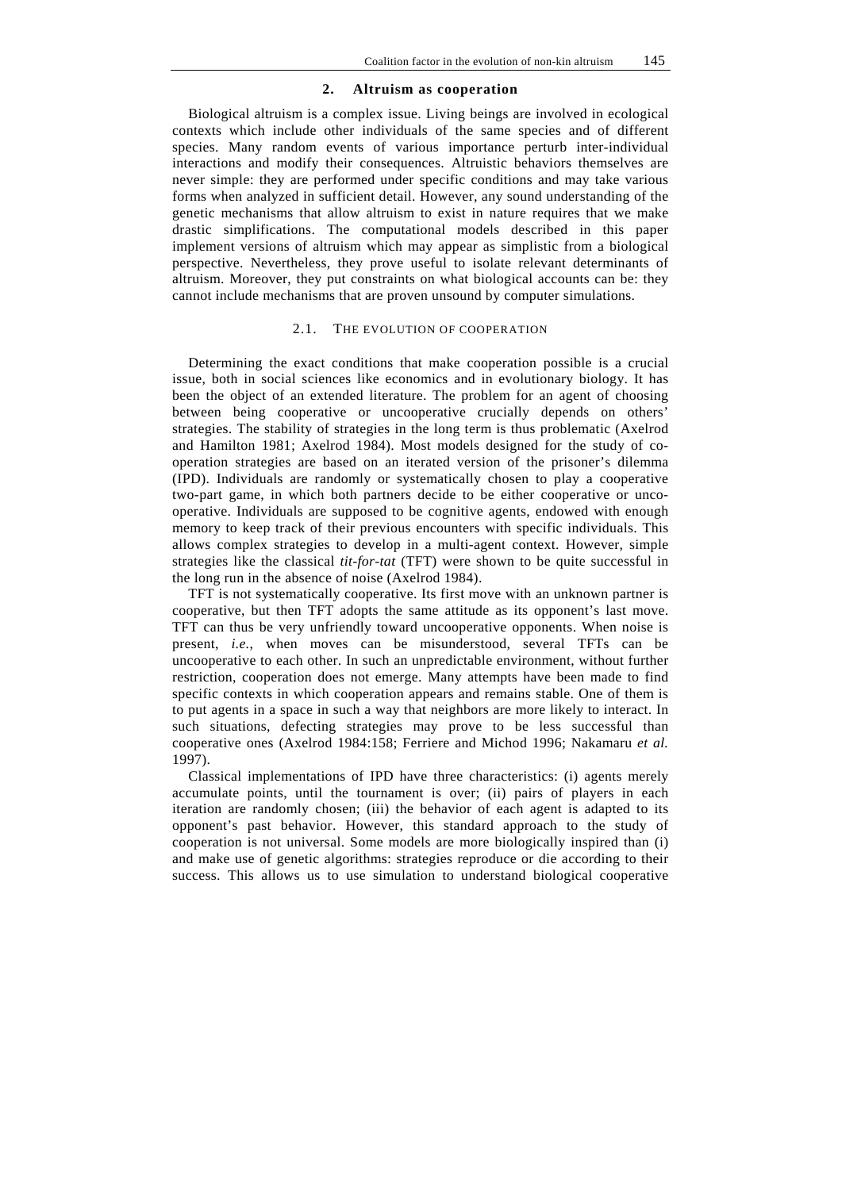## 2. Altruism as cooperation

Biological altruism is a complex issue. Living beings are involved in ecological contexts which include other individuals of the same species and of different species. Many random events of various importance perturb inter-individual interactions and modify their consequences. Altruistic behaviors themselves are never simple: they are performed under specific conditions and may take various forms when analyzed in sufficient detail. However, any sound understanding of the genetic mechanisms that allow altruism to exist in nature requires that we make drastic simplifications. The computational models described in this paper implement versions of altruism which may appear as simplistic from a biological perspective. Nevertheless, they prove useful to isolate relevant determinants of altruism. Moreover, they put constraints on what biological accounts can be: they cannot include mechanisms that are proven unsound by computer simulations.

### 2.1. The evolution of cooperation

Determining the exact conditions that make cooperation possible is a crucial issue, both in social sciences like economics and in evolutionary biology. It has been the object of an extended literature. The problem for an agent of choosing between being cooperative or uncooperative crucially depends on others' strategies. The stability of strategies in the long term is thus problematic (Axelrod and Hamilton 1981; Axelrod 1984). Most models designed for the study of co-operation strategies are based on an iterated version of the prisoner's dilemma (IPD). Individuals are randomly or systematically chosen to play a cooperative two-part game, in which both partners decide to be either cooperative or unco-operative. Individuals are supposed to be cognitive agents, endowed with enough memory to keep track of their previous encounters with specific individuals. This allows complex strategies to develop in a multi-agent context. However, simple strategies like the classical *tit-for-tat* (TFT) were shown to be quite successful in the long run in the absence of noise (Axelrod 1984).

TFT is not systematically cooperative. Its first move with an unknown partner is cooperative, but then TFT adopts the same attitude as its opponent's last move. TFT can thus be very unfriendly toward uncooperative opponents. When noise is present, *i.e.*, when moves can be misunderstood, several TFTs can be uncooperative to each other. In such an unpredictable environment, without further restriction, cooperation does not emerge. Many attempts have been made to find specific contexts in which cooperation appears and remains stable. One of them is to put agents in a space in such a way that neighbors are more likely to interact. In such situations, defecting strategies may prove to be less successful than cooperative ones (Axelrod 1984:158; Ferriere and Michod 1996; Nakamaru *et al.* 1997).

Classical implementations of IPD have three characteristics: (i) agents merely accumulate points, until the tournament is over; (ii) pairs of players in each iteration are randomly chosen; (iii) the behavior of each agent is adapted to its opponent's past behavior. However, this standard approach to the study of cooperation is not universal. Some models are more biologically inspired than (i) and make use of genetic algorithms: strategies reproduce or die according to their success. This allows us to use simulation to understand biological cooperative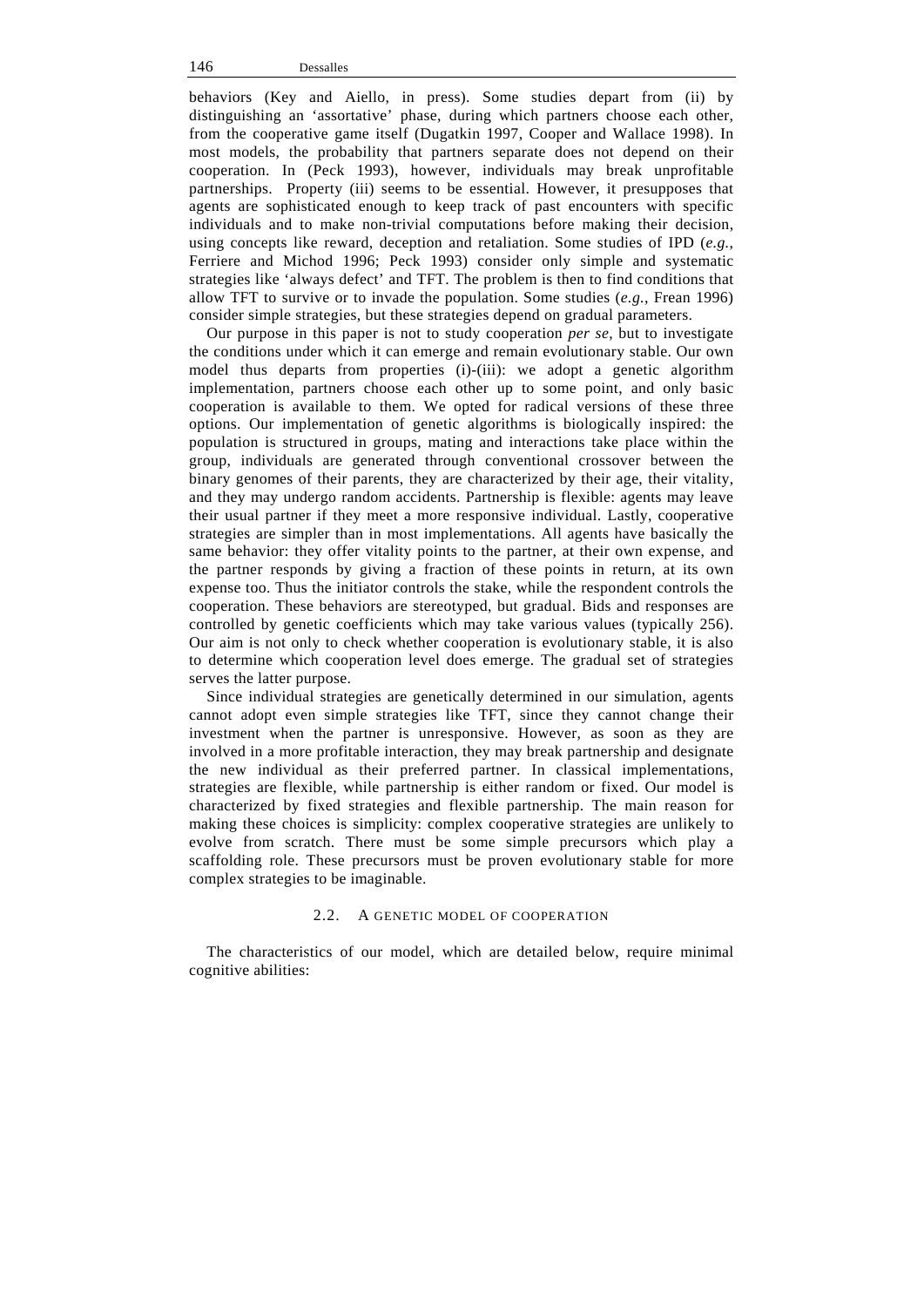behaviors (Key and Aiello, in press). Some studies depart from (ii) by distinguishing an 'assortative' phase, during which partners choose each other, from the cooperative game itself (Dugatkin 1997, Cooper and Wallace 1998). In most models, the probability that partners separate does not depend on their cooperation. In (Peck 1993), however, individuals may break unprofitable partnerships. Property (iii) seems to be essential. However, it presupposes that agents are sophisticated enough to keep track of past encounters with specific individuals and to make non-trivial computations before making their decision, using concepts like reward, deception and retaliation. Some studies of IPD (*e.g.*, Ferriere and Michod 1996; Peck 1993) consider only simple and systematic strategies like 'always defect' and TFT. The problem is then to find conditions that allow TFT to survive or to invade the population. Some studies (*e.g.*, Frean 1996) consider simple strategies, but these strategies depend on gradual parameters.

Our purpose in this paper is not to study cooperation *per se*, but to investigate the conditions under which it can emerge and remain evolutionary stable. Our own model thus departs from properties (i)-(iii): we adopt a genetic algorithm implementation, partners choose each other up to some point, and only basic cooperation is available to them. We opted for radical versions of these three options. Our implementation of genetic algorithms is biologically inspired: the population is structured in groups, mating and interactions take place within the group, individuals are generated through conventional crossover between the binary genomes of their parents, they are characterized by their age, their vitality, and they may undergo random accidents. Partnership is flexible: agents may leave their usual partner if they meet a more responsive individual. Lastly, cooperative strategies are simpler than in most implementations. All agents have basically the same behavior: they offer vitality points to the partner, at their own expense, and the partner responds by giving a fraction of these points in return, at its own expense too. Thus the initiator controls the stake, while the respondent controls the cooperation. These behaviors are stereotyped, but gradual. Bids and responses are controlled by genetic coefficients which may take various values (typically 256). Our aim is not only to check whether cooperation is evolutionary stable, it is also to determine which cooperation level does emerge. The gradual set of strategies serves the latter purpose.

Since individual strategies are genetically determined in our simulation, agents cannot adopt even simple strategies like TFT, since they cannot change their investment when the partner is unresponsive. However, as soon as they are involved in a more profitable interaction, they may break partnership and designate the new individual as their preferred partner. In classical implementations, strategies are flexible, while partnership is either random or fixed. Our model is characterized by fixed strategies and flexible partnership. The main reason for making these choices is simplicity: complex cooperative strategies are unlikely to evolve from scratch. There must be some simple precursors which play a scaffolding role. These precursors must be proven evolutionary stable for more complex strategies to be imaginable.

### 2.2. A GENETIC MODEL OF COOPERATION

The characteristics of our model, which are detailed below, require minimal cognitive abilities: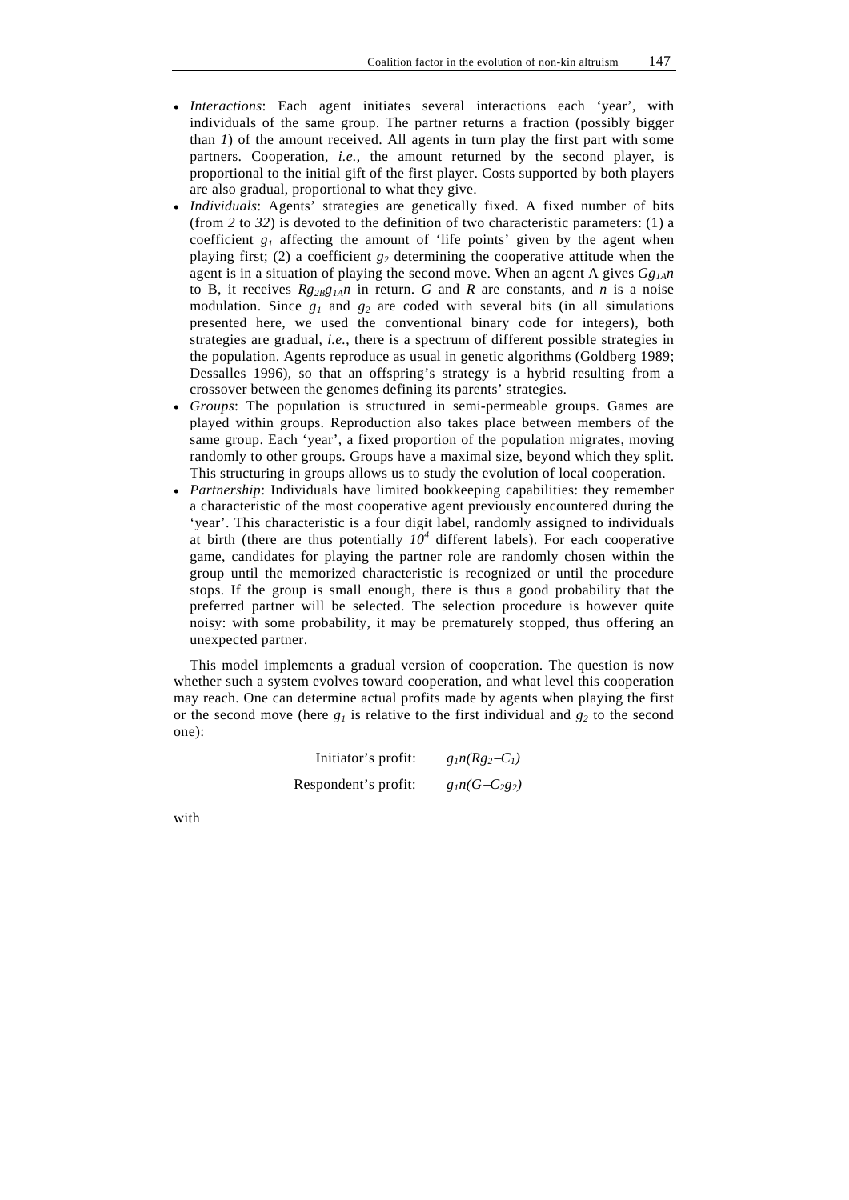- *Interactions*: Each agent initiates several interactions each 'year', with individuals of the same group. The partner returns a fraction (possibly bigger than $1$) of the amount received. All agents in turn play the first part with some partners. Cooperation, *i.e.*, the amount returned by the second player, is proportional to the initial gift of the first player. Costs supported by both players are also gradual, proportional to what they give.
- *Individuals*: Agents' strategies are genetically fixed. A fixed number of bits (from $2$ to $32$) is devoted to the definition of two characteristic parameters: (1) a coefficient $g_1$ affecting the amount of 'life points' given by the agent when playing first; (2) a coefficient $g_2$ determining the cooperative attitude when the agent is in a situation of playing the second move. When an agent A gives $Gg_{1A}n$ to B, it receives $Rg_{2B}g_{1A}n$ in return. $G$ and $R$ are constants, and $n$ is a noise modulation. Since $g_1$ and $g_2$ are coded with several bits (in all simulations presented here, we used the conventional binary code for integers), both strategies are gradual, *i.e.*, there is a spectrum of different possible strategies in the population. Agents reproduce as usual in genetic algorithms (Goldberg 1989; Dessalles 1996), so that an offspring's strategy is a hybrid resulting from a crossover between the genomes defining its parents' strategies.
- *Groups*: The population is structured in semi-permeable groups. Games are played within groups. Reproduction also takes place between members of the same group. Each 'year', a fixed proportion of the population migrates, moving randomly to other groups. Groups have a maximal size, beyond which they split. This structuring in groups allows us to study the evolution of local cooperation.
- *Partnership*: Individuals have limited bookkeeping capabilities: they remember a characteristic of the most cooperative agent previously encountered during the 'year'. This characteristic is a four digit label, randomly assigned to individuals at birth (there are thus potentially $10^4$ different labels). For each cooperative game, candidates for playing the partner role are randomly chosen within the group until the memorized characteristic is recognized or until the procedure stops. If the group is small enough, there is thus a good probability that the preferred partner will be selected. The selection procedure is however quite noisy: with some probability, it may be prematurely stopped, thus offering an unexpected partner.

This model implements a gradual version of cooperation. The question is now whether such a system evolves toward cooperation, and what level this cooperation may reach. One can determine actual profits made by agents when playing the first or the second move (here $g_1$ is relative to the first individual and $g_2$ to the second one):

$$\text{Initiator's profit:} \quad g_1 n(Rg_2 - C_1)$$

$$\text{Respondent's profit:} \quad g_1 n(G - C_2 g_2)$$

with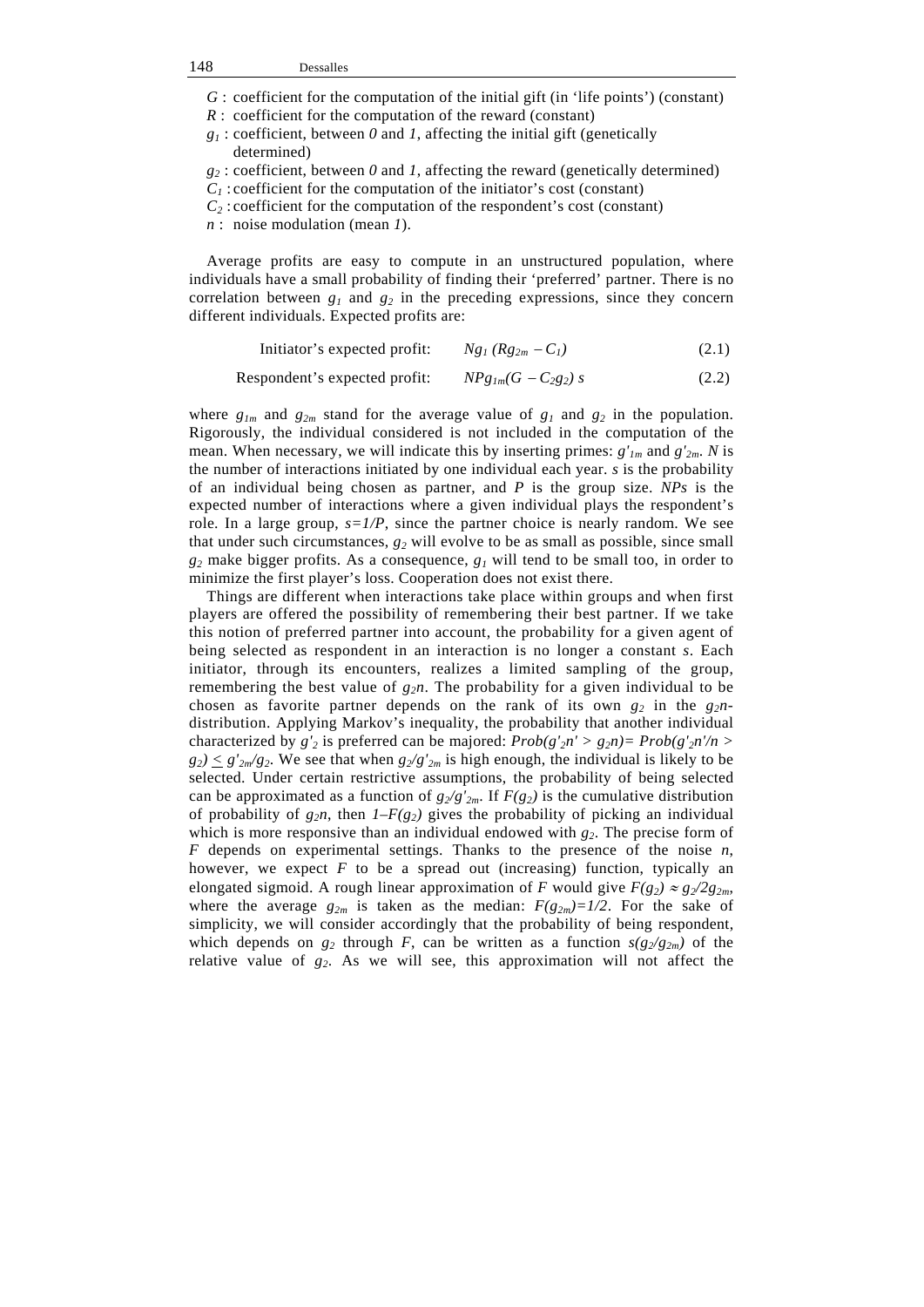$G$ : coefficient for the computation of the initial gift (in 'life points') (constant)
$R$ : coefficient for the computation of the reward (constant)
$g_1$ : coefficient, between $0$ and $1$, affecting the initial gift (genetically determined)
$g_2$ : coefficient, between $0$ and $1$, affecting the reward (genetically determined)
$C_1$ : coefficient for the computation of the initiator's cost (constant)
$C_2$ : coefficient for the computation of the respondent's cost (constant)
$n$ : noise modulation (mean $1$).

Average profits are easy to compute in an unstructured population, where individuals have a small probability of finding their 'preferred' partner. There is no correlation between $g_1$ and $g_2$ in the preceding expressions, since they concern different individuals. Expected profits are:

$$\text{Initiator's expected profit:} \quad N g_1 (R g_{2m} - C_1) \tag{2.1}$$

$$\text{Respondent's expected profit:} \quad N P g_{1m} (G - C_2 g_2)\, s \tag{2.2}$$

where $g_{1m}$ and $g_{2m}$ stand for the average value of $g_1$ and $g_2$ in the population. Rigorously, the individual considered is not included in the computation of the mean. When necessary, we will indicate this by inserting primes: $g'_{1m}$ and $g'_{2m}$. $N$ is the number of interactions initiated by one individual each year. $s$ is the probability of an individual being chosen as partner, and $P$ is the group size. $NPs$ is the expected number of interactions where a given individual plays the respondent's role. In a large group, $s=1/P$, since the partner choice is nearly random. We see that under such circumstances, $g_2$ will evolve to be as small as possible, since small $g_2$ make bigger profits. As a consequence, $g_1$ will tend to be small too, in order to minimize the first player's loss. Cooperation does not exist there.

Things are different when interactions take place within groups and when first players are offered the possibility of remembering their best partner. If we take this notion of preferred partner into account, the probability for a given agent of being selected as respondent in an interaction is no longer a constant $s$. Each initiator, through its encounters, realizes a limited sampling of the group, remembering the best value of $g_2 n$. The probability for a given individual to be chosen as favorite partner depends on the rank of its own $g_2$ in the $g_2 n$-distribution. Applying Markov's inequality, the probability that another individual characterized by $g'_2$ is preferred can be majored: $Prob(g'_2 n' > g_2 n) = Prob(g'_2 n'/n > g_2) \leq g'_{2m}/g_2$. We see that when $g_2/g'_{2m}$ is high enough, the individual is likely to be selected. Under certain restrictive assumptions, the probability of being selected can be approximated as a function of $g_2/g'_{2m}$. If $F(g_2)$ is the cumulative distribution of probability of $g_2 n$, then $1 - F(g_2)$ gives the probability of picking an individual which is more responsive than an individual endowed with $g_2$. The precise form of $F$ depends on experimental settings. Thanks to the presence of the noise $n$, however, we expect $F$ to be a spread out (increasing) function, typically an elongated sigmoid. A rough linear approximation of $F$ would give $F(g_2) \approx g_2/2g_{2m}$, where the average $g_{2m}$ is taken as the median: $F(g_{2m}) = 1/2$. For the sake of simplicity, we will consider accordingly that the probability of being respondent, which depends on $g_2$ through $F$, can be written as a function $s(g_2/g_{2m})$ of the relative value of $g_2$. As we will see, this approximation will not affect the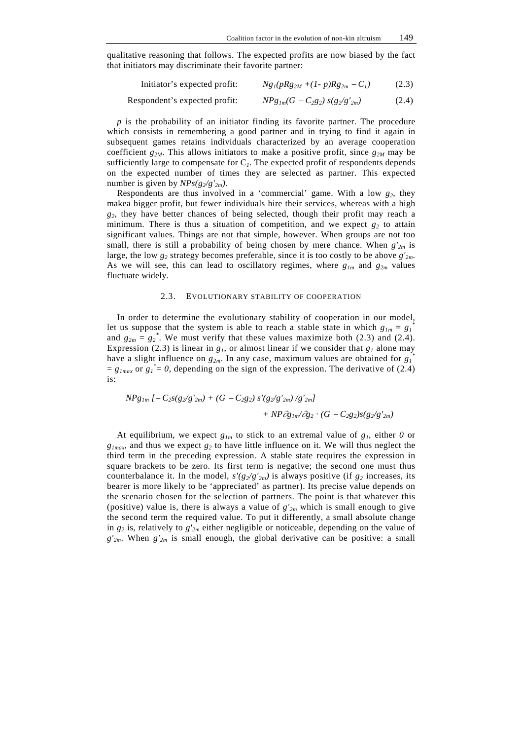qualitative reasoning that follows. The expected profits are now biased by the fact that initiators may discriminate their favorite partner:

$$\text{Initiator's expected profit:} \quad Ng_1(pRg_{2M} + (1-p)Rg_{2m} - C_1) \tag{2.3}$$

$$\text{Respondent's expected profit:} \quad NPg_{1m}(G - C_2g_2)\, s(g_2/g'_{2m}) \tag{2.4}$$

$p$ is the probability of an initiator finding its favorite partner. The procedure which consists in remembering a good partner and in trying to find it again in subsequent games retains individuals characterized by an average cooperation coefficient $g_{2M}$. This allows initiators to make a positive profit, since $g_{2M}$ may be sufficiently large to compensate for $C_1$. The expected profit of respondents depends on the expected number of times they are selected as partner. This expected number is given by $NPs(g_2/g'_{2m})$.

Respondents are thus involved in a 'commercial' game. With a low $g_2$, they makea bigger profit, but fewer individuals hire their services, whereas with a high $g_2$, they have better chances of being selected, though their profit may reach a minimum. There is thus a situation of competition, and we expect $g_2$ to attain significant values. Things are not that simple, however. When groups are not too small, there is still a probability of being chosen by mere chance. When $g'_{2m}$ is large, the low $g_2$ strategy becomes preferable, since it is too costly to be above $g'_{2m}$. As we will see, this can lead to oscillatory regimes, where $g_{1m}$ and $g_{2m}$ values fluctuate widely.

### 2.3. Evolutionary stability of cooperation

In order to determine the evolutionary stability of cooperation in our model, let us suppose that the system is able to reach a stable state in which $g_{1m} = g_1^*$ and $g_{2m} = g_2^*$. We must verify that these values maximize both (2.3) and (2.4). Expression (2.3) is linear in $g_1$, or almost linear if we consider that $g_1$ alone may have a slight influence on $g_{2m}$. In any case, maximum values are obtained for $g_1^* = g_{1max}$ or $g_1^* = 0$, depending on the sign of the expression. The derivative of (2.4) is:

$$NPg_{1m}\left[-C_2 s(g_2/g'_{2m}) + (G - C_2g_2)\, s'(g_2/g'_{2m})/g'_{2m}\right] + NP\,\partial g_{1m}/\partial g_2 \cdot (G - C_2g_2)s(g_2/g'_{2m})$$

At equilibrium, we expect $g_{1m}$ to stick to an extremal value of $g_1$, either $0$ or $g_{1max}$, and thus we expect $g_2$ to have little influence on it. We will thus neglect the third term in the preceding expression. A stable state requires the expression in square brackets to be zero. Its first term is negative; the second one must thus counterbalance it. In the model, $s'(g_2/g'_{2m})$ is always positive (if $g_2$ increases, its bearer is more likely to be 'appreciated' as partner). Its precise value depends on the scenario chosen for the selection of partners. The point is that whatever this (positive) value is, there is always a value of $g'_{2m}$ which is small enough to give the second term the required value. To put it differently, a small absolute change in $g_2$ is, relatively to $g'_{2m}$ either negligible or noticeable, depending on the value of $g'_{2m}$. When $g'_{2m}$ is small enough, the global derivative can be positive: a small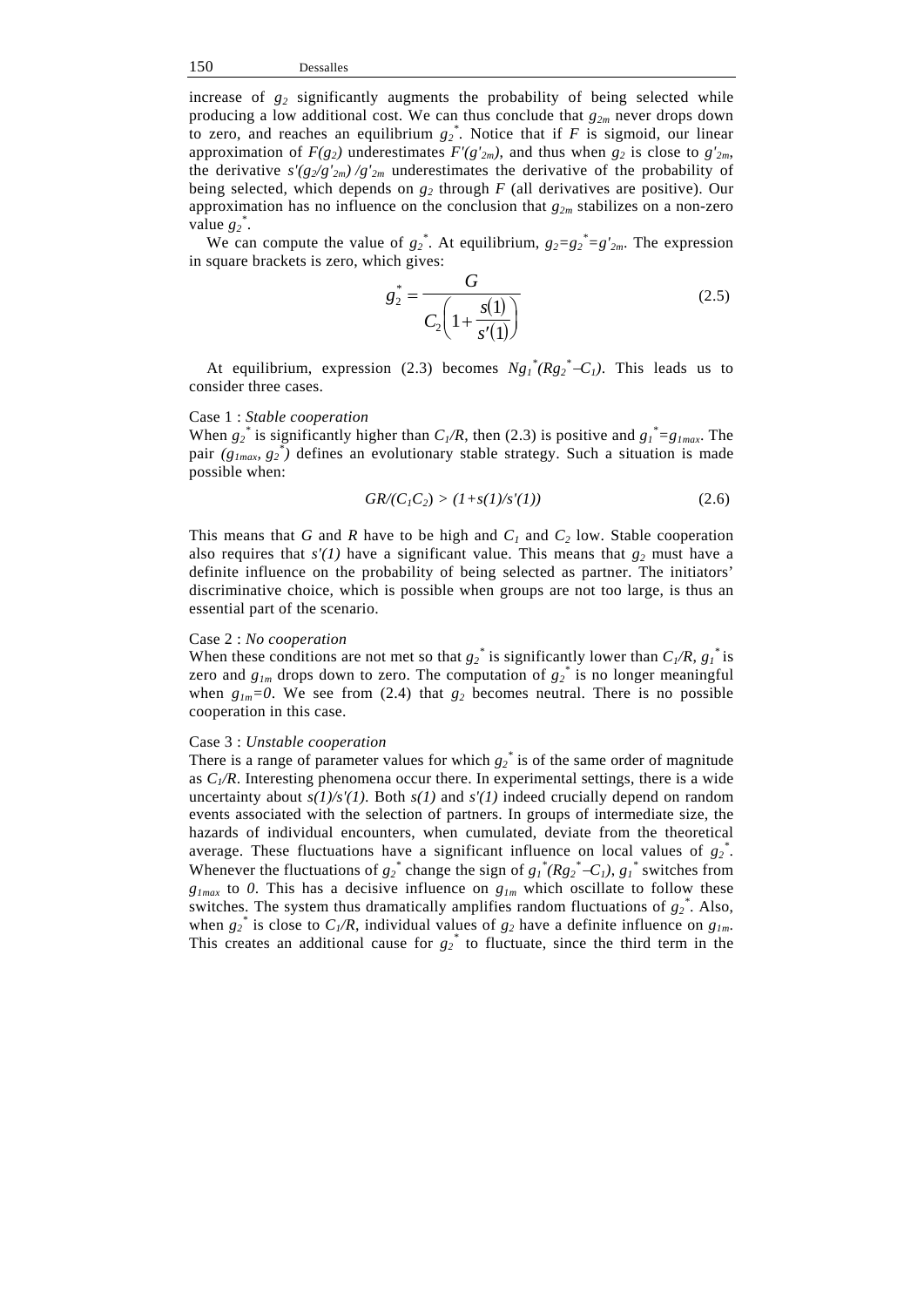increase of $g_2$ significantly augments the probability of being selected while producing a low additional cost. We can thus conclude that $g_{2m}$ never drops down to zero, and reaches an equilibrium $g_2^*$. Notice that if $F$ is sigmoid, our linear approximation of $F(g_2)$ underestimates $F'(g'_{2m})$, and thus when $g_2$ is close to $g'_{2m}$, the derivative $s'(g_2/g'_{2m})/g'_{2m}$ underestimates the derivative of the probability of being selected, which depends on $g_2$ through $F$ (all derivatives are positive). Our approximation has no influence on the conclusion that $g_{2m}$ stabilizes on a non-zero value $g_2^*$.

We can compute the value of $g_2^*$. At equilibrium, $g_2=g_2^*=g'_{2m}$. The expression in square brackets is zero, which gives:

$$g_2^* = \frac{G}{C_2\left(1+\frac{s(1)}{s'(1)}\right)} \tag{2.5}$$

At equilibrium, expression (2.3) becomes $Ng_1^*(Rg_2^*-C_1)$. This leads us to consider three cases.

Case 1 : *Stable cooperation*

When $g_2^*$ is significantly higher than $C_1/R$, then (2.3) is positive and $g_1^*=g_{1max}$. The pair $(g_{1max}, g_2^*)$ defines an evolutionary stable strategy. Such a situation is made possible when:

$$GR/(C_1C_2) > (1+s(1)/s'(1)) \tag{2.6}$$

This means that $G$ and $R$ have to be high and $C_1$ and $C_2$ low. Stable cooperation also requires that $s'(1)$ have a significant value. This means that $g_2$ must have a definite influence on the probability of being selected as partner. The initiators' discriminative choice, which is possible when groups are not too large, is thus an essential part of the scenario.

Case 2 : *No cooperation*

When these conditions are not met so that $g_2^*$ is significantly lower than $C_1/R$, $g_1^*$ is zero and $g_{1m}$ drops down to zero. The computation of $g_2^*$ is no longer meaningful when $g_{1m}=0$. We see from (2.4) that $g_2$ becomes neutral. There is no possible cooperation in this case.

Case 3 : *Unstable cooperation*

There is a range of parameter values for which $g_2^*$ is of the same order of magnitude as $C_1/R$. Interesting phenomena occur there. In experimental settings, there is a wide uncertainty about $s(1)/s'(1)$. Both $s(1)$ and $s'(1)$ indeed crucially depend on random events associated with the selection of partners. In groups of intermediate size, the hazards of individual encounters, when cumulated, deviate from the theoretical average. These fluctuations have a significant influence on local values of $g_2^*$. Whenever the fluctuations of $g_2^*$ change the sign of $g_1^*(Rg_2^*-C_1)$, $g_1^*$ switches from $g_{1max}$ to $0$. This has a decisive influence on $g_{1m}$ which oscillate to follow these switches. The system thus dramatically amplifies random fluctuations of $g_2^*$. Also, when $g_2^*$ is close to $C_1/R$, individual values of $g_2$ have a definite influence on $g_{1m}$. This creates an additional cause for $g_2^*$ to fluctuate, since the third term in the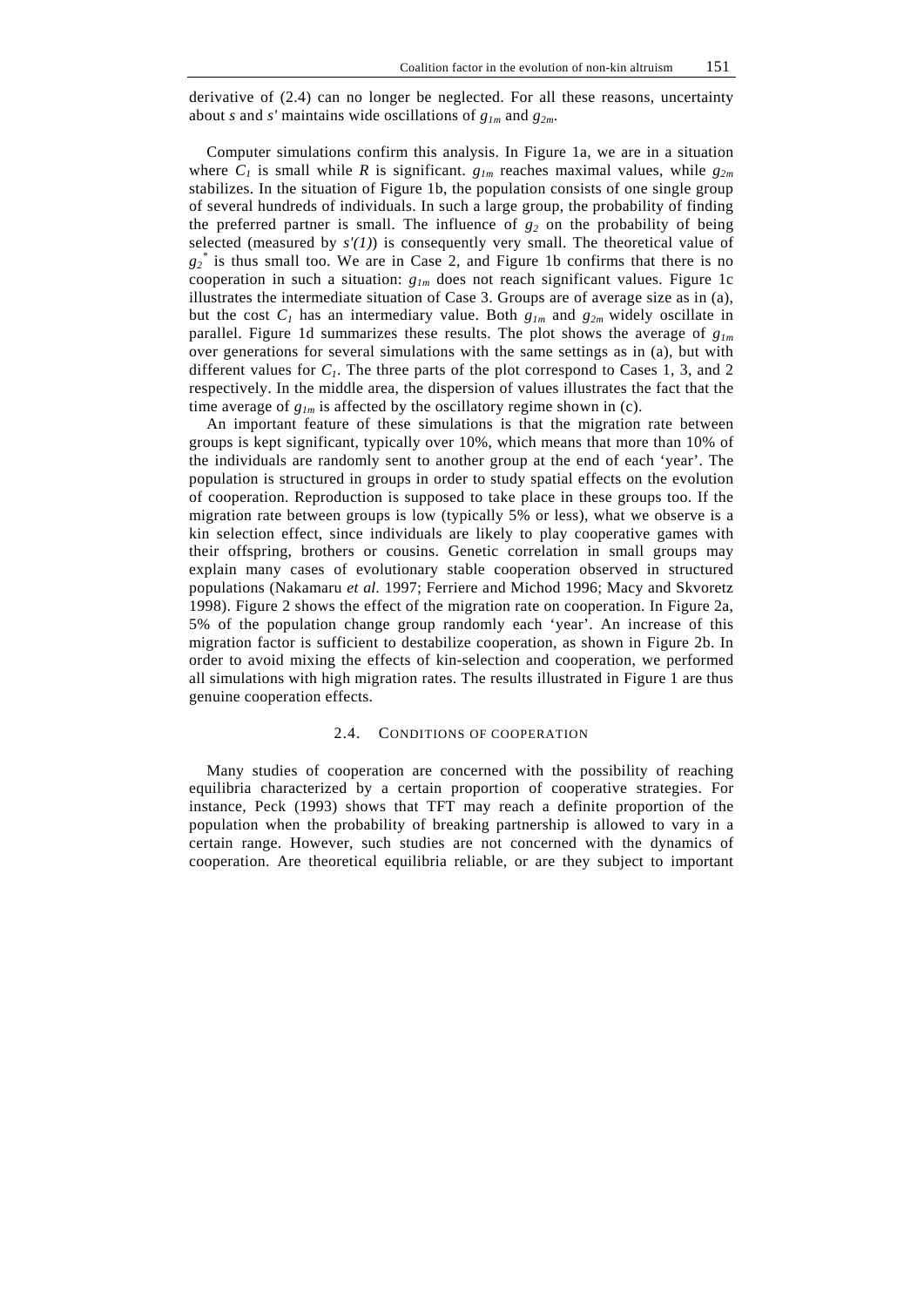derivative of (2.4) can no longer be neglected. For all these reasons, uncertainty about $s$ and $s'$ maintains wide oscillations of $g_{1m}$ and $g_{2m}$.

Computer simulations confirm this analysis. In Figure 1a, we are in a situation where $C_1$ is small while $R$ is significant. $g_{1m}$ reaches maximal values, while $g_{2m}$ stabilizes. In the situation of Figure 1b, the population consists of one single group of several hundreds of individuals. In such a large group, the probability of finding the preferred partner is small. The influence of $g_2$ on the probability of being selected (measured by $s'(1)$) is consequently very small. The theoretical value of $g_2^*$ is thus small too. We are in Case 2, and Figure 1b confirms that there is no cooperation in such a situation: $g_{1m}$ does not reach significant values. Figure 1c illustrates the intermediate situation of Case 3. Groups are of average size as in (a), but the cost $C_1$ has an intermediary value. Both $g_{1m}$ and $g_{2m}$ widely oscillate in parallel. Figure 1d summarizes these results. The plot shows the average of $g_{1m}$ over generations for several simulations with the same settings as in (a), but with different values for $C_1$. The three parts of the plot correspond to Cases 1, 3, and 2 respectively. In the middle area, the dispersion of values illustrates the fact that the time average of $g_{1m}$ is affected by the oscillatory regime shown in (c).

An important feature of these simulations is that the migration rate between groups is kept significant, typically over 10%, which means that more than 10% of the individuals are randomly sent to another group at the end of each 'year'. The population is structured in groups in order to study spatial effects on the evolution of cooperation. Reproduction is supposed to take place in these groups too. If the migration rate between groups is low (typically 5% or less), what we observe is a kin selection effect, since individuals are likely to play cooperative games with their offspring, brothers or cousins. Genetic correlation in small groups may explain many cases of evolutionary stable cooperation observed in structured populations (Nakamaru *et al.* 1997; Ferriere and Michod 1996; Macy and Skvoretz 1998). Figure 2 shows the effect of the migration rate on cooperation. In Figure 2a, 5% of the population change group randomly each 'year'. An increase of this migration factor is sufficient to destabilize cooperation, as shown in Figure 2b. In order to avoid mixing the effects of kin-selection and cooperation, we performed all simulations with high migration rates. The results illustrated in Figure 1 are thus genuine cooperation effects.

### 2.4. CONDITIONS OF COOPERATION

Many studies of cooperation are concerned with the possibility of reaching equilibria characterized by a certain proportion of cooperative strategies. For instance, Peck (1993) shows that TFT may reach a definite proportion of the population when the probability of breaking partnership is allowed to vary in a certain range. However, such studies are not concerned with the dynamics of cooperation. Are theoretical equilibria reliable, or are they subject to important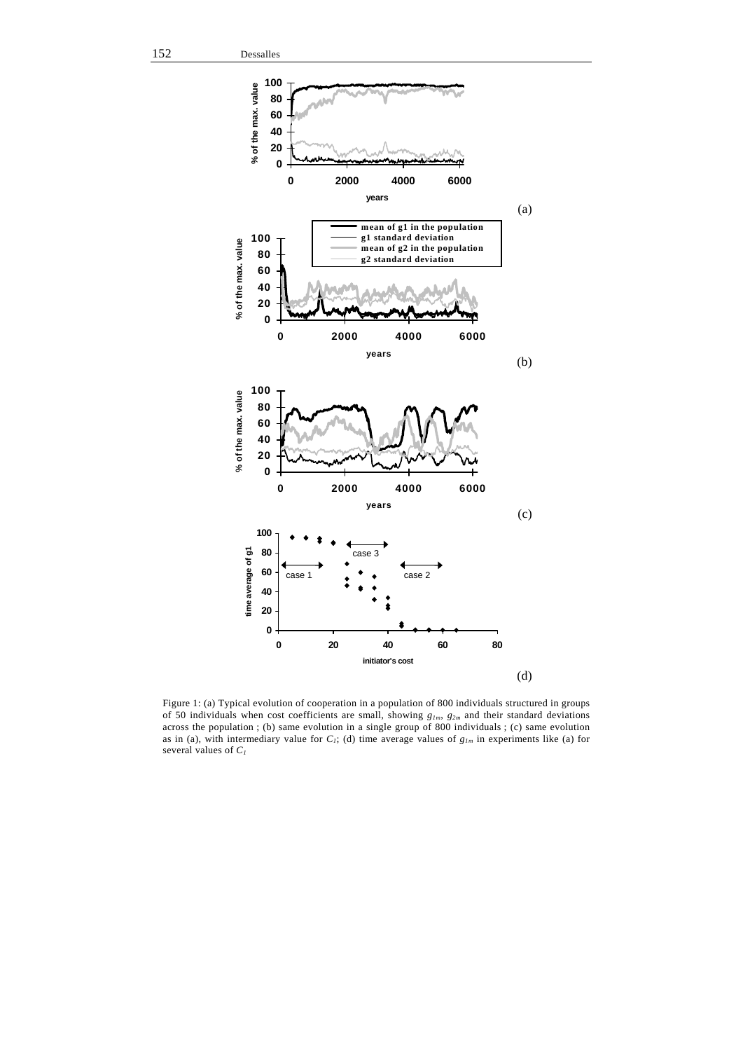Figure 1: (a) Typical evolution of cooperation in a population of 800 individuals structured in groups of 50 individuals when cost coefficients are small, showing $g_{1m}$, $g_{2m}$ and their standard deviations across the population ; (b) same evolution in a single group of 800 individuals ; (c) same evolution as in (a), with intermediary value for $C_1$; (d) time average values of $g_{1m}$ in experiments like (a) for several values of $C_1$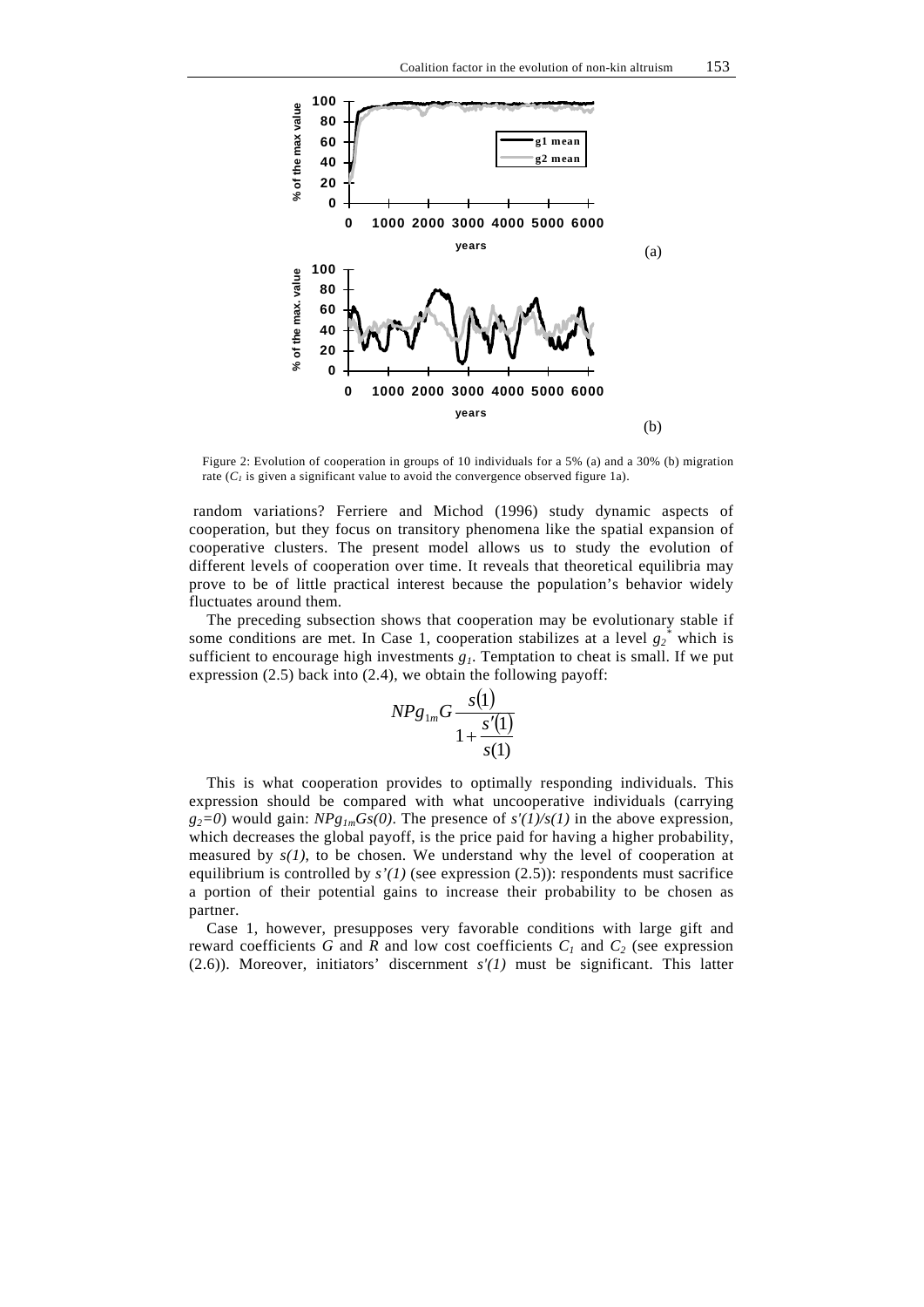Figure 2: Evolution of cooperation in groups of 10 individuals for a 5% (a) and a 30% (b) migration rate ($C_1$ is given a significant value to avoid the convergence observed figure 1a).

random variations? Ferriere and Michod (1996) study dynamic aspects of cooperation, but they focus on transitory phenomena like the spatial expansion of cooperative clusters. The present model allows us to study the evolution of different levels of cooperation over time. It reveals that theoretical equilibria may prove to be of little practical interest because the population's behavior widely fluctuates around them.

The preceding subsection shows that cooperation may be evolutionary stable if some conditions are met. In Case 1, cooperation stabilizes at a level $g_2^*$ which is sufficient to encourage high investments $g_1$. Temptation to cheat is small. If we put expression (2.5) back into (2.4), we obtain the following payoff:

$$NPg_{1m}G\frac{s(1)}{1+\frac{s'(1)}{s(1)}}$$

This is what cooperation provides to optimally responding individuals. This expression should be compared with what uncooperative individuals (carrying $g_2=0$) would gain: $NPg_{1m}Gs(0)$. The presence of $s'(1)/s(1)$ in the above expression, which decreases the global payoff, is the price paid for having a higher probability, measured by $s(1)$, to be chosen. We understand why the level of cooperation at equilibrium is controlled by $s'(1)$ (see expression (2.5)): respondents must sacrifice a portion of their potential gains to increase their probability to be chosen as partner.

Case 1, however, presupposes very favorable conditions with large gift and reward coefficients $G$ and $R$ and low cost coefficients $C_1$ and $C_2$ (see expression (2.6)). Moreover, initiators' discernment $s'(1)$ must be significant. This latter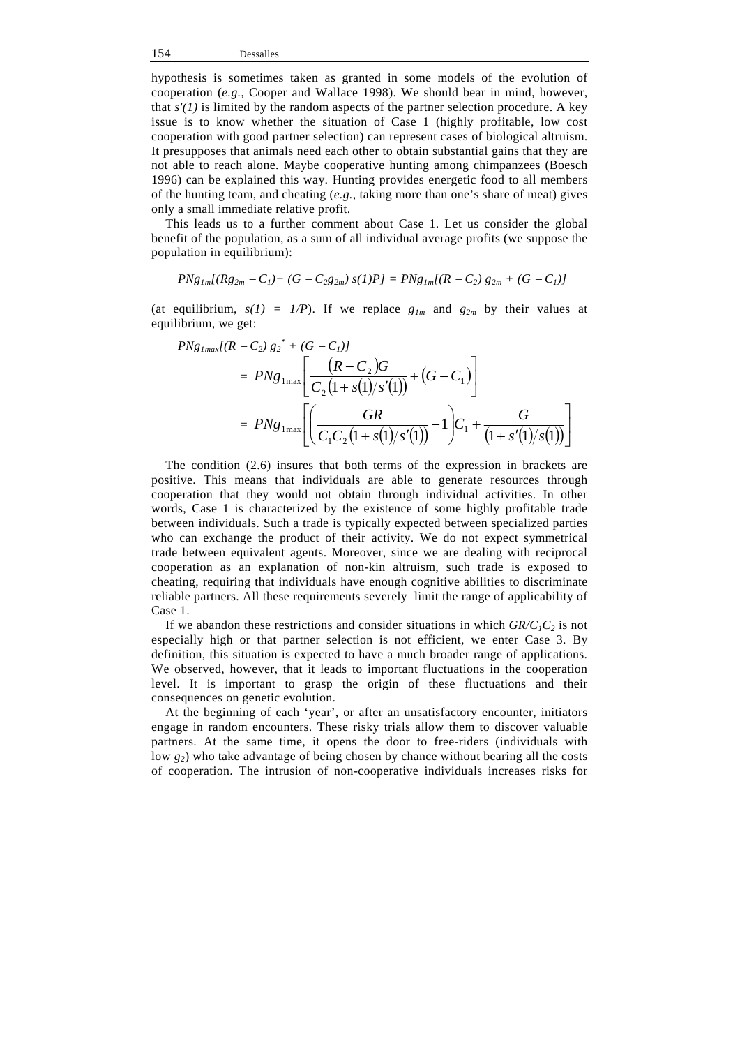hypothesis is sometimes taken as granted in some models of the evolution of cooperation (*e.g.*, Cooper and Wallace 1998). We should bear in mind, however, that $s'(1)$ is limited by the random aspects of the partner selection procedure. A key issue is to know whether the situation of Case 1 (highly profitable, low cost cooperation with good partner selection) can represent cases of biological altruism. It presupposes that animals need each other to obtain substantial gains that they are not able to reach alone. Maybe cooperative hunting among chimpanzees (Boesch 1996) can be explained this way. Hunting provides energetic food to all members of the hunting team, and cheating (*e.g.*, taking more than one's share of meat) gives only a small immediate relative profit.

This leads us to a further comment about Case 1. Let us consider the global benefit of the population, as a sum of all individual average profits (we suppose the population in equilibrium):

$$PNg_{1m}[(Rg_{2m} - C_1) + (G - C_2 g_{2m})\, s(1)P] = PNg_{1m}[(R - C_2)\, g_{2m} + (G - C_1)]$$

(at equilibrium, $s(1) = 1/P$). If we replace $g_{1m}$ and $g_{2m}$ by their values at equilibrium, we get:

$$\begin{aligned} PNg_{1max}[(R - C_2)\, g_2^* + (G - C_1)] &= PNg_{1\max}\left[\frac{(R - C_2)G}{C_2\left(1 + s(1)/s'(1)\right)} + (G - C_1)\right] \\ &= PNg_{1\max}\left[\left(\frac{GR}{C_1 C_2\left(1 + s(1)/s'(1)\right)} - 1\right)C_1 + \frac{G}{\left(1 + s'(1)/s(1)\right)}\right] \end{aligned}$$

The condition (2.6) insures that both terms of the expression in brackets are positive. This means that individuals are able to generate resources through cooperation that they would not obtain through individual activities. In other words, Case 1 is characterized by the existence of some highly profitable trade between individuals. Such a trade is typically expected between specialized parties who can exchange the product of their activity. We do not expect symmetrical trade between equivalent agents. Moreover, since we are dealing with reciprocal cooperation as an explanation of non-kin altruism, such trade is exposed to cheating, requiring that individuals have enough cognitive abilities to discriminate reliable partners. All these requirements severely limit the range of applicability of Case 1.

If we abandon these restrictions and consider situations in which $GR/C_1C_2$ is not especially high or that partner selection is not efficient, we enter Case 3. By definition, this situation is expected to have a much broader range of applications. We observed, however, that it leads to important fluctuations in the cooperation level. It is important to grasp the origin of these fluctuations and their consequences on genetic evolution.

At the beginning of each 'year', or after an unsatisfactory encounter, initiators engage in random encounters. These risky trials allow them to discover valuable partners. At the same time, it opens the door to free-riders (individuals with low $g_2$) who take advantage of being chosen by chance without bearing all the costs of cooperation. The intrusion of non-cooperative individuals increases risks for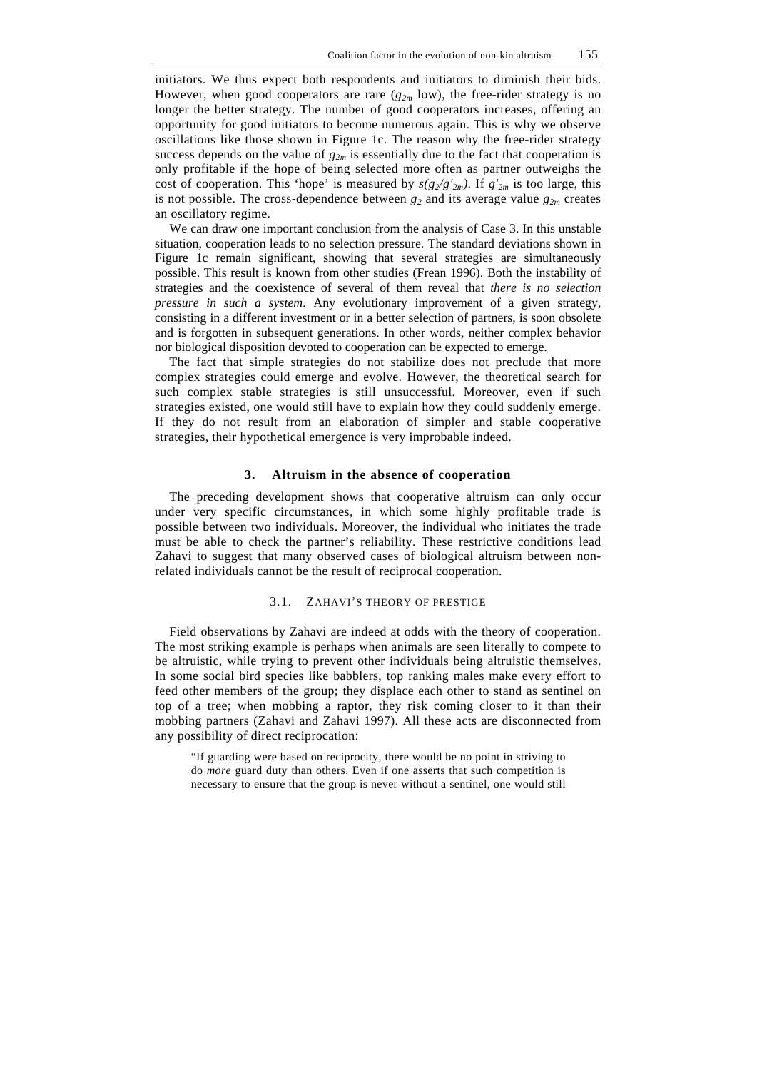initiators. We thus expect both respondents and initiators to diminish their bids. However, when good cooperators are rare ($g_{2m}$ low), the free-rider strategy is no longer the better strategy. The number of good cooperators increases, offering an opportunity for good initiators to become numerous again. This is why we observe oscillations like those shown in Figure 1c. The reason why the free-rider strategy success depends on the value of $g_{2m}$ is essentially due to the fact that cooperation is only profitable if the hope of being selected more often as partner outweighs the cost of cooperation. This 'hope' is measured by $s(g_2/g'_{2m})$. If $g'_{2m}$ is too large, this is not possible. The cross-dependence between $g_2$ and its average value $g_{2m}$ creates an oscillatory regime.

We can draw one important conclusion from the analysis of Case 3. In this unstable situation, cooperation leads to no selection pressure. The standard deviations shown in Figure 1c remain significant, showing that several strategies are simultaneously possible. This result is known from other studies (Frean 1996). Both the instability of strategies and the coexistence of several of them reveal that *there is no selection pressure in such a system*. Any evolutionary improvement of a given strategy, consisting in a different investment or in a better selection of partners, is soon obsolete and is forgotten in subsequent generations. In other words, neither complex behavior nor biological disposition devoted to cooperation can be expected to emerge.

The fact that simple strategies do not stabilize does not preclude that more complex strategies could emerge and evolve. However, the theoretical search for such complex stable strategies is still unsuccessful. Moreover, even if such strategies existed, one would still have to explain how they could suddenly emerge. If they do not result from an elaboration of simpler and stable cooperative strategies, their hypothetical emergence is very improbable indeed.

## 3. Altruism in the absence of cooperation

The preceding development shows that cooperative altruism can only occur under very specific circumstances, in which some highly profitable trade is possible between two individuals. Moreover, the individual who initiates the trade must be able to check the partner's reliability. These restrictive conditions lead Zahavi to suggest that many observed cases of biological altruism between non-related individuals cannot be the result of reciprocal cooperation.

### 3.1. Zahavi's theory of prestige

Field observations by Zahavi are indeed at odds with the theory of cooperation. The most striking example is perhaps when animals are seen literally to compete to be altruistic, while trying to prevent other individuals being altruistic themselves. In some social bird species like babblers, top ranking males make every effort to feed other members of the group; they displace each other to stand as sentinel on top of a tree; when mobbing a raptor, they risk coming closer to it than their mobbing partners (Zahavi and Zahavi 1997). All these acts are disconnected from any possibility of direct reciprocation:

> "If guarding were based on reciprocity, there would be no point in striving to do *more* guard duty than others. Even if one asserts that such competition is necessary to ensure that the group is never without a sentinel, one would still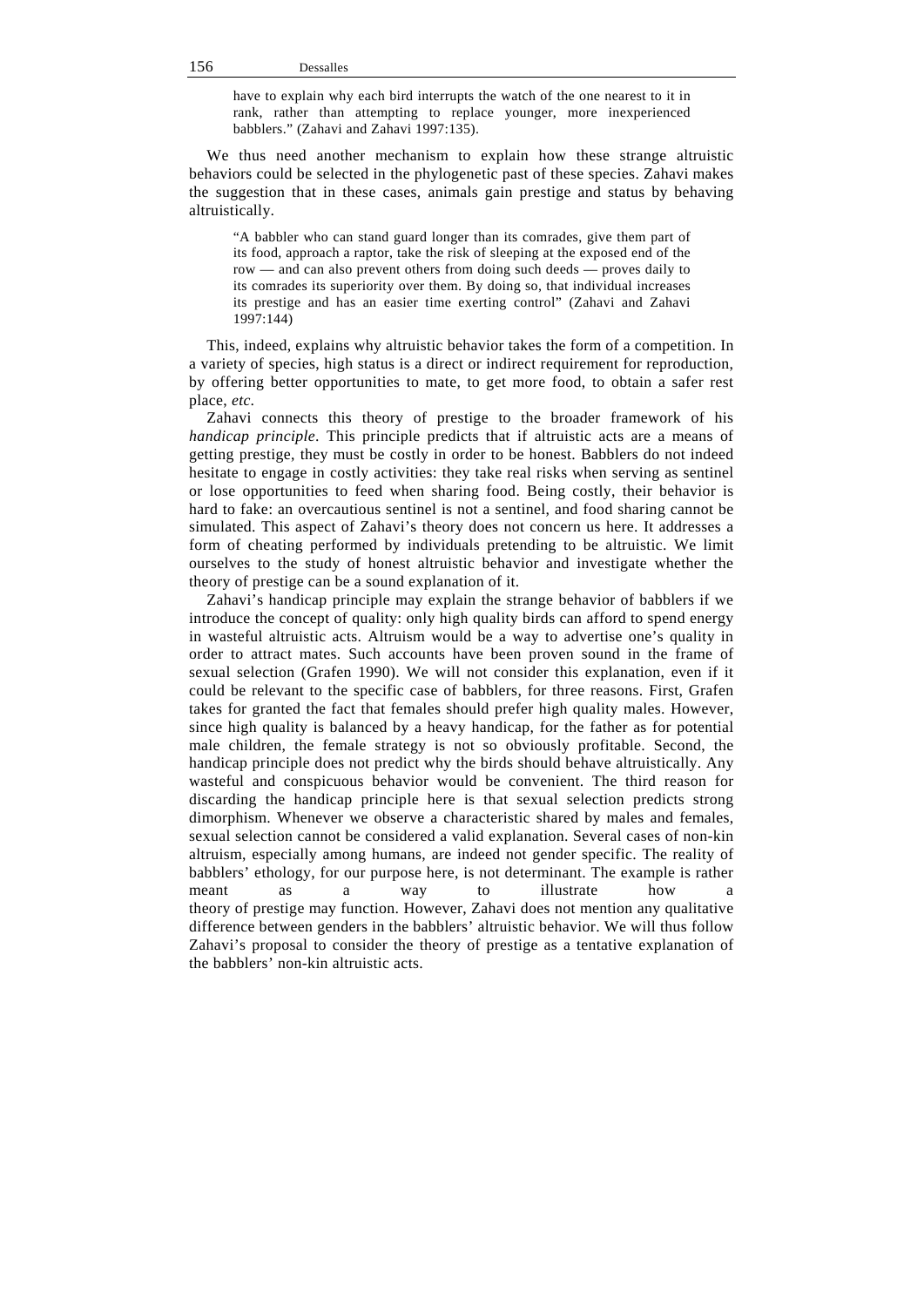> have to explain why each bird interrupts the watch of the one nearest to it in rank, rather than attempting to replace younger, more inexperienced babblers." (Zahavi and Zahavi 1997:135).

We thus need another mechanism to explain how these strange altruistic behaviors could be selected in the phylogenetic past of these species. Zahavi makes the suggestion that in these cases, animals gain prestige and status by behaving altruistically.

> "A babbler who can stand guard longer than its comrades, give them part of its food, approach a raptor, take the risk of sleeping at the exposed end of the row — and can also prevent others from doing such deeds — proves daily to its comrades its superiority over them. By doing so, that individual increases its prestige and has an easier time exerting control" (Zahavi and Zahavi 1997:144)

This, indeed, explains why altruistic behavior takes the form of a competition. In a variety of species, high status is a direct or indirect requirement for reproduction, by offering better opportunities to mate, to get more food, to obtain a safer rest place, *etc*.

Zahavi connects this theory of prestige to the broader framework of his *handicap principle*. This principle predicts that if altruistic acts are a means of getting prestige, they must be costly in order to be honest. Babblers do not indeed hesitate to engage in costly activities: they take real risks when serving as sentinel or lose opportunities to feed when sharing food. Being costly, their behavior is hard to fake: an overcautious sentinel is not a sentinel, and food sharing cannot be simulated. This aspect of Zahavi's theory does not concern us here. It addresses a form of cheating performed by individuals pretending to be altruistic. We limit ourselves to the study of honest altruistic behavior and investigate whether the theory of prestige can be a sound explanation of it.

Zahavi's handicap principle may explain the strange behavior of babblers if we introduce the concept of quality: only high quality birds can afford to spend energy in wasteful altruistic acts. Altruism would be a way to advertise one's quality in order to attract mates. Such accounts have been proven sound in the frame of sexual selection (Grafen 1990). We will not consider this explanation, even if it could be relevant to the specific case of babblers, for three reasons. First, Grafen takes for granted the fact that females should prefer high quality males. However, since high quality is balanced by a heavy handicap, for the father as for potential male children, the female strategy is not so obviously profitable. Second, the handicap principle does not predict why the birds should behave altruistically. Any wasteful and conspicuous behavior would be convenient. The third reason for discarding the handicap principle here is that sexual selection predicts strong dimorphism. Whenever we observe a characteristic shared by males and females, sexual selection cannot be considered a valid explanation. Several cases of non-kin altruism, especially among humans, are indeed not gender specific. The reality of babblers' ethology, for our purpose here, is not determinant. The example is rather meant as a way to illustrate how a theory of prestige may function. However, Zahavi does not mention any qualitative difference between genders in the babblers' altruistic behavior. We will thus follow Zahavi's proposal to consider the theory of prestige as a tentative explanation of the babblers' non-kin altruistic acts.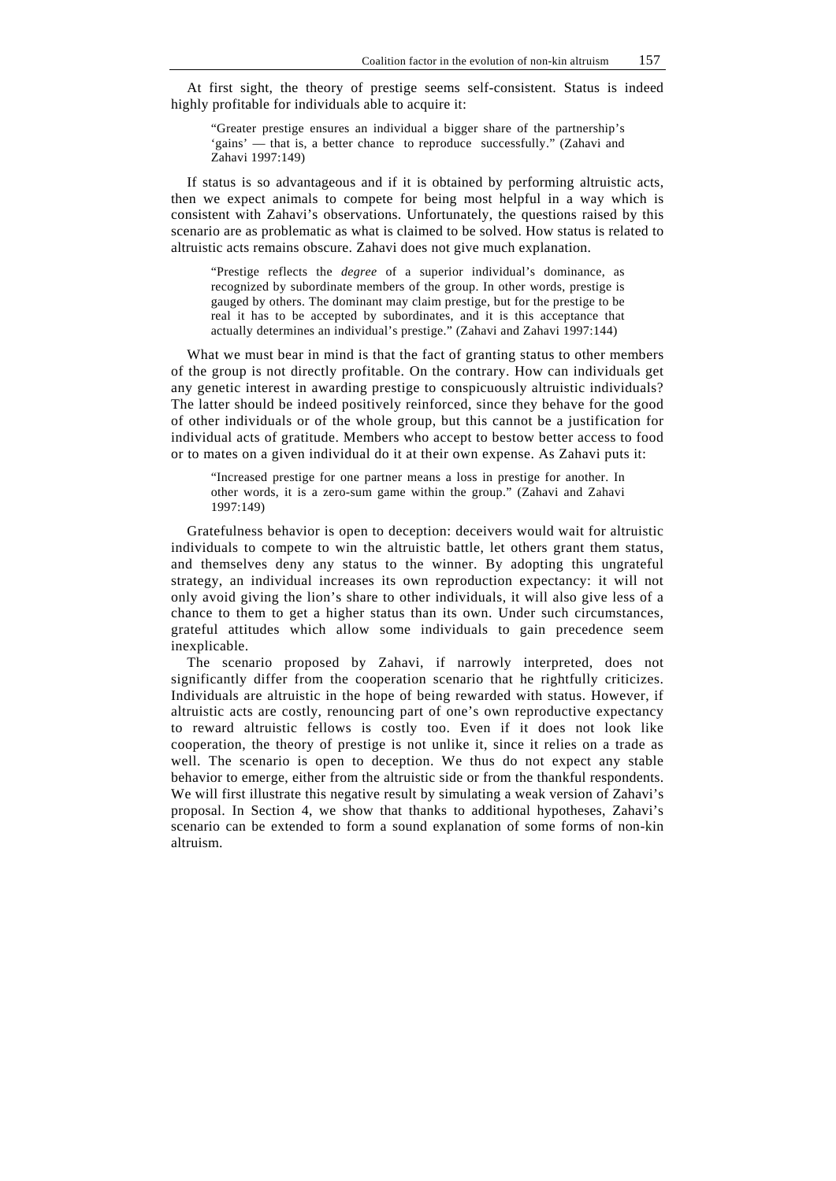At first sight, the theory of prestige seems self-consistent. Status is indeed highly profitable for individuals able to acquire it:

> "Greater prestige ensures an individual a bigger share of the partnership's 'gains' — that is, a better chance to reproduce successfully." (Zahavi and Zahavi 1997:149)

If status is so advantageous and if it is obtained by performing altruistic acts, then we expect animals to compete for being most helpful in a way which is consistent with Zahavi's observations. Unfortunately, the questions raised by this scenario are as problematic as what is claimed to be solved. How status is related to altruistic acts remains obscure. Zahavi does not give much explanation.

> "Prestige reflects the *degree* of a superior individual's dominance, as recognized by subordinate members of the group. In other words, prestige is gauged by others. The dominant may claim prestige, but for the prestige to be real it has to be accepted by subordinates, and it is this acceptance that actually determines an individual's prestige." (Zahavi and Zahavi 1997:144)

What we must bear in mind is that the fact of granting status to other members of the group is not directly profitable. On the contrary. How can individuals get any genetic interest in awarding prestige to conspicuously altruistic individuals? The latter should be indeed positively reinforced, since they behave for the good of other individuals or of the whole group, but this cannot be a justification for individual acts of gratitude. Members who accept to bestow better access to food or to mates on a given individual do it at their own expense. As Zahavi puts it:

> "Increased prestige for one partner means a loss in prestige for another. In other words, it is a zero-sum game within the group." (Zahavi and Zahavi 1997:149)

Gratefulness behavior is open to deception: deceivers would wait for altruistic individuals to compete to win the altruistic battle, let others grant them status, and themselves deny any status to the winner. By adopting this ungrateful strategy, an individual increases its own reproduction expectancy: it will not only avoid giving the lion's share to other individuals, it will also give less of a chance to them to get a higher status than its own. Under such circumstances, grateful attitudes which allow some individuals to gain precedence seem inexplicable.

The scenario proposed by Zahavi, if narrowly interpreted, does not significantly differ from the cooperation scenario that he rightfully criticizes. Individuals are altruistic in the hope of being rewarded with status. However, if altruistic acts are costly, renouncing part of one's own reproductive expectancy to reward altruistic fellows is costly too. Even if it does not look like cooperation, the theory of prestige is not unlike it, since it relies on a trade as well. The scenario is open to deception. We thus do not expect any stable behavior to emerge, either from the altruistic side or from the thankful respondents. We will first illustrate this negative result by simulating a weak version of Zahavi's proposal. In Section 4, we show that thanks to additional hypotheses, Zahavi's scenario can be extended to form a sound explanation of some forms of non-kin altruism.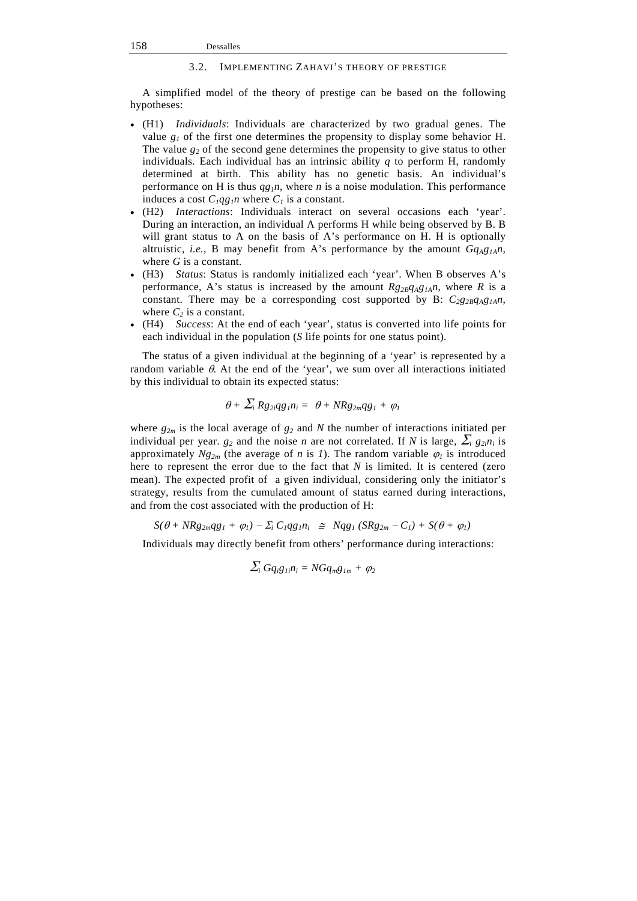### 3.2. IMPLEMENTING ZAHAVI'S THEORY OF PRESTIGE

A simplified model of the theory of prestige can be based on the following hypotheses:

- (H1) *Individuals*: Individuals are characterized by two gradual genes. The value $g_1$ of the first one determines the propensity to display some behavior H. The value $g_2$ of the second gene determines the propensity to give status to other individuals. Each individual has an intrinsic ability $q$ to perform H, randomly determined at birth. This ability has no genetic basis. An individual's performance on H is thus $qg_1n$, where $n$ is a noise modulation. This performance induces a cost $C_1qg_1n$ where $C_1$ is a constant.
- (H2) *Interactions*: Individuals interact on several occasions each 'year'. During an interaction, an individual A performs H while being observed by B. B will grant status to A on the basis of A's performance on H. H is optionally altruistic, *i.e.*, B may benefit from A's performance by the amount $Gq_Ag_{1A}n$, where $G$ is a constant.
- (H3) *Status*: Status is randomly initialized each 'year'. When B observes A's performance, A's status is increased by the amount $Rg_{2B}q_Ag_{1A}n$, where $R$ is a constant. There may be a corresponding cost supported by B: $C_2g_{2B}q_Ag_{1A}n$, where $C_2$ is a constant.
- (H4) *Success*: At the end of each 'year', status is converted into life points for each individual in the population ($S$ life points for one status point).

The status of a given individual at the beginning of a 'year' is represented by a random variable $\theta$. At the end of the 'year', we sum over all interactions initiated by this individual to obtain its expected status:

$$\theta + \textstyle\sum_i Rg_{2i}qg_1n_i = \theta + NRg_{2m}qg_1 + \varphi_1$$

where $g_{2m}$ is the local average of $g_2$ and $N$ the number of interactions initiated per individual per year. $g_2$ and the noise $n$ are not correlated. If $N$ is large, $\sum_i g_{2i}n_i$ is approximately $Ng_{2m}$ (the average of $n$ is $1$). The random variable $\varphi_1$ is introduced here to represent the error due to the fact that $N$ is limited. It is centered (zero mean). The expected profit of a given individual, considering only the initiator's strategy, results from the cumulated amount of status earned during interactions, and from the cost associated with the production of H:

$$S(\theta + NRg_{2m}qg_1 + \varphi_1) - \textstyle\sum_i C_1qg_1n_i \cong Nqg_1(SRg_{2m} - C_1) + S(\theta + \varphi_1)$$

Individuals may directly benefit from others' performance during interactions:

$$\textstyle\sum_i Gq_ig_{1i}n_i = NGq_mg_{1m} + \varphi_2$$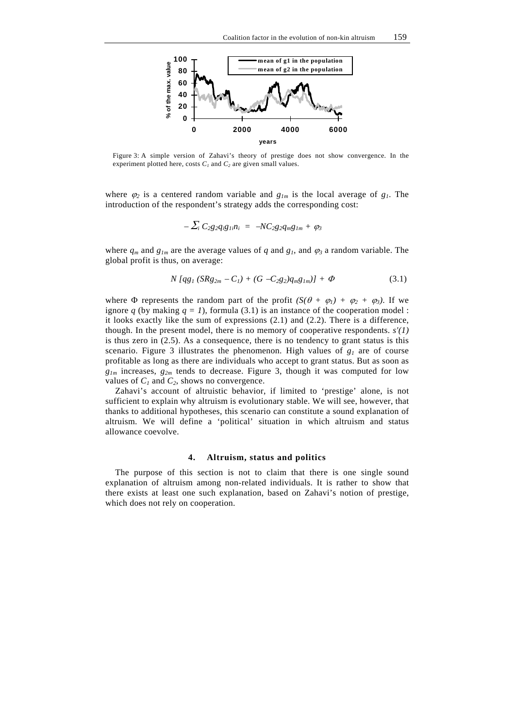Figure 3: A simple version of Zahavi's theory of prestige does not show convergence. In the experiment plotted here, costs $C_1$ and $C_2$ are given small values.

where $\varphi_2$ is a centered random variable and $g_{1m}$ is the local average of $g_1$. The introduction of the respondent's strategy adds the corresponding cost:

$$-\sum_i C_2 g_2 q_i g_{1i} n_i = -NC_2 g_2 q_m g_{1m} + \varphi_3$$

where $q_m$ and $g_{1m}$ are the average values of $q$ and $g_1$, and $\varphi_3$ a random variable. The global profit is thus, on average:

$$N\,[qg_1\,(SRg_{2m} - C_1) + (G - C_2 g_2) q_m g_{1m})] + \Phi \qquad (3.1)$$

where $\Phi$ represents the random part of the profit $(S(\theta + \varphi_1) + \varphi_2 + \varphi_3)$. If we ignore $q$ (by making $q = 1$), formula (3.1) is an instance of the cooperation model : it looks exactly like the sum of expressions (2.1) and (2.2). There is a difference, though. In the present model, there is no memory of cooperative respondents. $s'(1)$ is thus zero in (2.5). As a consequence, there is no tendency to grant status is this scenario. Figure 3 illustrates the phenomenon. High values of $g_1$ are of course profitable as long as there are individuals who accept to grant status. But as soon as $g_{1m}$ increases, $g_{2m}$ tends to decrease. Figure 3, though it was computed for low values of $C_1$ and $C_2$, shows no convergence.

Zahavi's account of altruistic behavior, if limited to 'prestige' alone, is not sufficient to explain why altruism is evolutionary stable. We will see, however, that thanks to additional hypotheses, this scenario can constitute a sound explanation of altruism. We will define a 'political' situation in which altruism and status allowance coevolve.

## 4. Altruism, status and politics

The purpose of this section is not to claim that there is one single sound explanation of altruism among non-related individuals. It is rather to show that there exists at least one such explanation, based on Zahavi's notion of prestige, which does not rely on cooperation.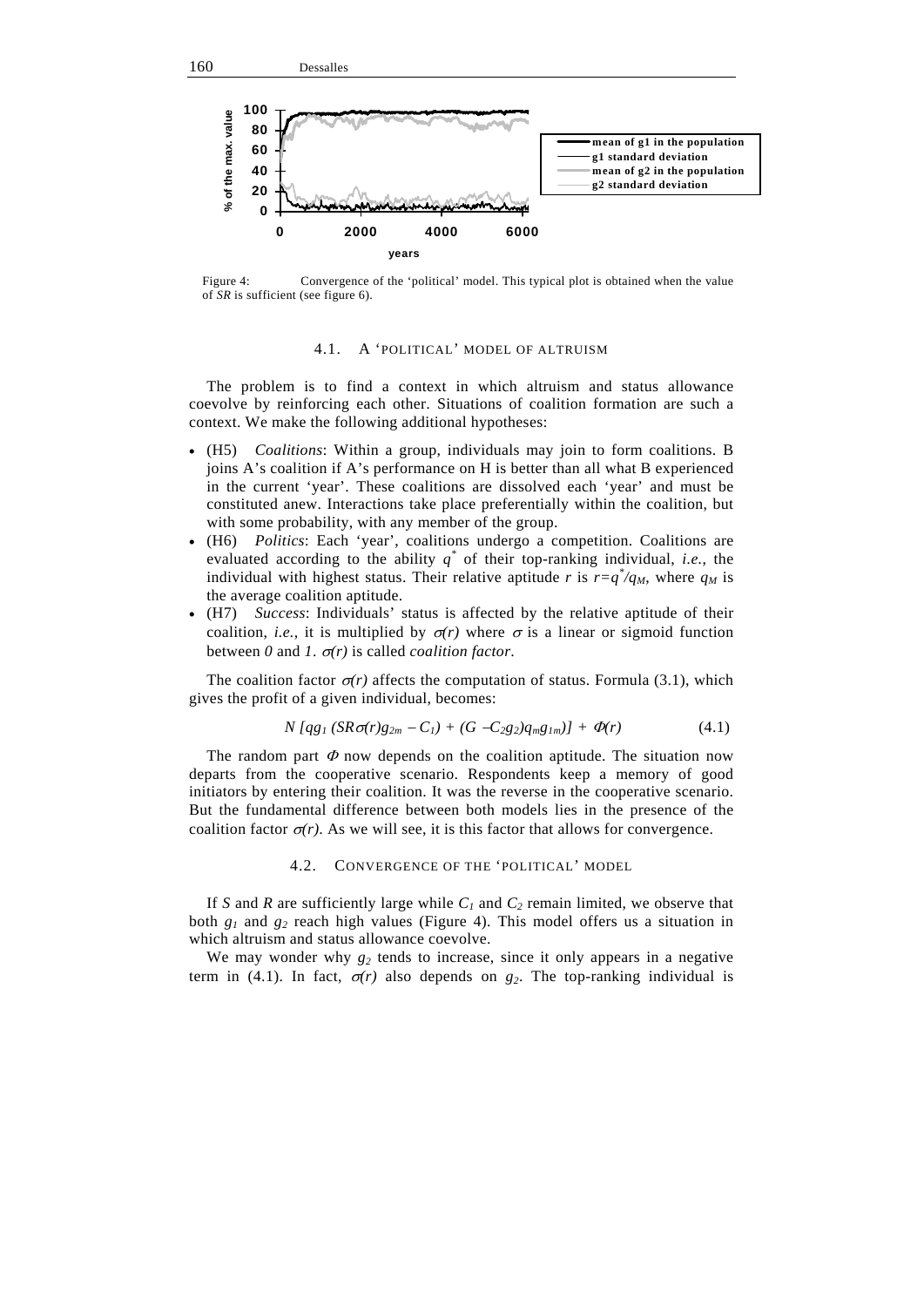Figure 4: Convergence of the 'political' model. This typical plot is obtained when the value of *SR* is sufficient (see figure 6).

### 4.1. A 'POLITICAL' MODEL OF ALTRUISM

The problem is to find a context in which altruism and status allowance coevolve by reinforcing each other. Situations of coalition formation are such a context. We make the following additional hypotheses:

- (H5) *Coalitions*: Within a group, individuals may join to form coalitions. B joins A's coalition if A's performance on H is better than all what B experienced in the current 'year'. These coalitions are dissolved each 'year' and must be constituted anew. Interactions take place preferentially within the coalition, but with some probability, with any member of the group.
- (H6) *Politics*: Each 'year', coalitions undergo a competition. Coalitions are evaluated according to the ability $q^*$ of their top-ranking individual, *i.e.*, the individual with highest status. Their relative aptitude $r$ is $r=q^*/q_M$, where $q_M$ is the average coalition aptitude.
- (H7) *Success*: Individuals' status is affected by the relative aptitude of their coalition, *i.e.*, it is multiplied by $\sigma(r)$ where $\sigma$ is a linear or sigmoid function between $0$ and $1$. $\sigma(r)$ is called *coalition factor*.

The coalition factor $\sigma(r)$ affects the computation of status. Formula (3.1), which gives the profit of a given individual, becomes:

$$N\,[qg_1\,(SR\sigma(r)g_{2m} - C_1) + (G - C_2 g_2)q_m g_{1m})] + \Phi(r) \qquad (4.1)$$

The random part $\Phi$ now depends on the coalition aptitude. The situation now departs from the cooperative scenario. Respondents keep a memory of good initiators by entering their coalition. It was the reverse in the cooperative scenario. But the fundamental difference between both models lies in the presence of the coalition factor $\sigma(r)$. As we will see, it is this factor that allows for convergence.

### 4.2. CONVERGENCE OF THE 'POLITICAL' MODEL

If $S$ and $R$ are sufficiently large while $C_1$ and $C_2$ remain limited, we observe that both $g_1$ and $g_2$ reach high values (Figure 4). This model offers us a situation in which altruism and status allowance coevolve.

We may wonder why $g_2$ tends to increase, since it only appears in a negative term in (4.1). In fact, $\sigma(r)$ also depends on $g_2$. The top-ranking individual is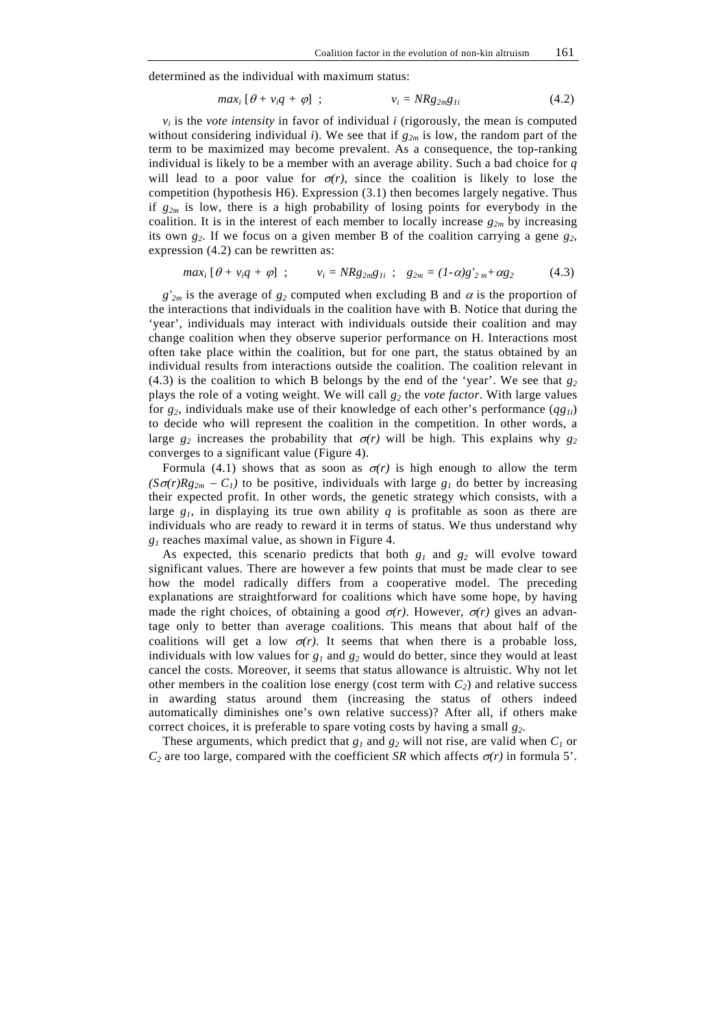determined as the individual with maximum status:

$$\max_i \left[\theta + v_i q + \varphi\right] \; ; \qquad\qquad v_i = NRg_{2m}g_{1i} \tag{4.2}$$

$v_i$ is the *vote intensity* in favor of individual $i$ (rigorously, the mean is computed without considering individual $i$). We see that if $g_{2m}$ is low, the random part of the term to be maximized may become prevalent. As a consequence, the top-ranking individual is likely to be a member with an average ability. Such a bad choice for $q$ will lead to a poor value for $\sigma(r)$, since the coalition is likely to lose the competition (hypothesis H6). Expression (3.1) then becomes largely negative. Thus if $g_{2m}$ is low, there is a high probability of losing points for everybody in the coalition. It is in the interest of each member to locally increase $g_{2m}$ by increasing its own $g_2$. If we focus on a given member B of the coalition carrying a gene $g_2$, expression (4.2) can be rewritten as:

$$\max_i \left[\theta + v_i q + \varphi\right] \; ; \qquad v_i = NRg_{2m}g_{1i} \; ; \quad g_{2m} = (1-\alpha)g'_{2m} + \alpha g_2 \tag{4.3}$$

$g'_{2m}$ is the average of $g_2$ computed when excluding B and $\alpha$ is the proportion of the interactions that individuals in the coalition have with B. Notice that during the 'year', individuals may interact with individuals outside their coalition and may change coalition when they observe superior performance on H. Interactions most often take place within the coalition, but for one part, the status obtained by an individual results from interactions outside the coalition. The coalition relevant in (4.3) is the coalition to which B belongs by the end of the 'year'. We see that $g_2$ plays the role of a voting weight. We will call $g_2$ the *vote factor*. With large values for $g_2$, individuals make use of their knowledge of each other's performance ($qg_{1i}$) to decide who will represent the coalition in the competition. In other words, a large $g_2$ increases the probability that $\sigma(r)$ will be high. This explains why $g_2$ converges to a significant value (Figure 4).

Formula (4.1) shows that as soon as $\sigma(r)$ is high enough to allow the term $(S\sigma(r)Rg_{2m} - C_1)$ to be positive, individuals with large $g_1$ do better by increasing their expected profit. In other words, the genetic strategy which consists, with a large $g_1$, in displaying its true own ability $q$ is profitable as soon as there are individuals who are ready to reward it in terms of status. We thus understand why $g_1$ reaches maximal value, as shown in Figure 4.

As expected, this scenario predicts that both $g_1$ and $g_2$ will evolve toward significant values. There are however a few points that must be made clear to see how the model radically differs from a cooperative model. The preceding explanations are straightforward for coalitions which have some hope, by having made the right choices, of obtaining a good $\sigma(r)$. However, $\sigma(r)$ gives an advantage only to better than average coalitions. This means that about half of the coalitions will get a low $\sigma(r)$. It seems that when there is a probable loss, individuals with low values for $g_1$ and $g_2$ would do better, since they would at least cancel the costs. Moreover, it seems that status allowance is altruistic. Why not let other members in the coalition lose energy (cost term with $C_2$) and relative success in awarding status around them (increasing the status of others indeed automatically diminishes one's own relative success)? After all, if others make correct choices, it is preferable to spare voting costs by having a small $g_2$.

These arguments, which predict that $g_1$ and $g_2$ will not rise, are valid when $C_1$ or $C_2$ are too large, compared with the coefficient $SR$ which affects $\sigma(r)$ in formula 5'.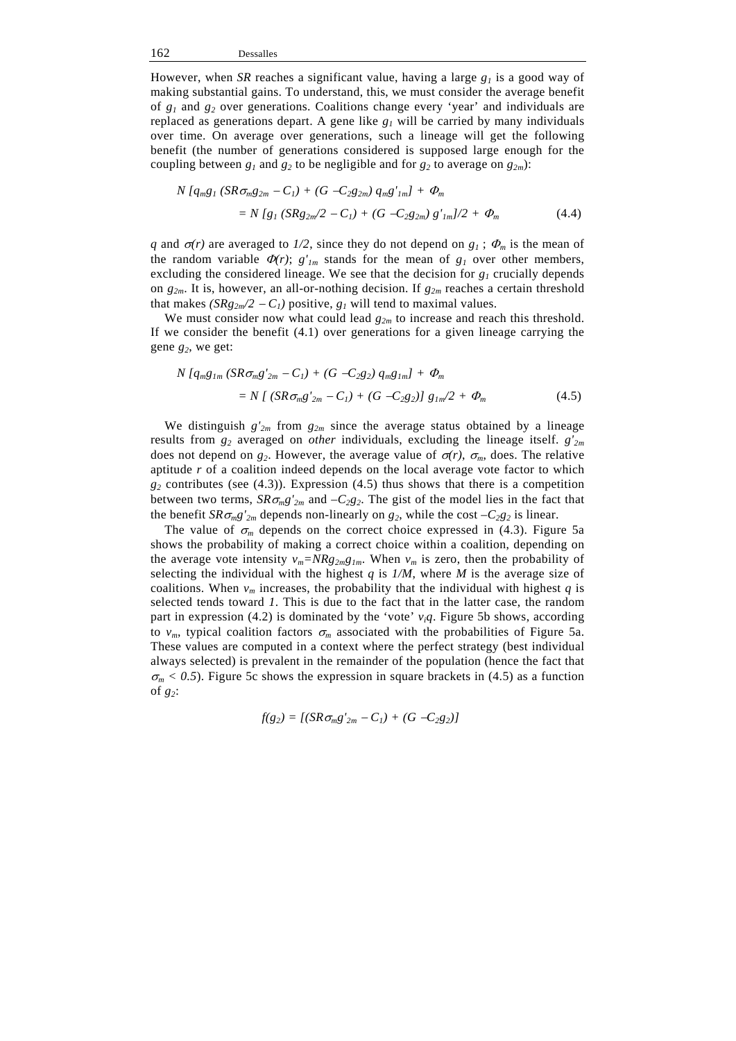However, when $SR$ reaches a significant value, having a large $g_1$ is a good way of making substantial gains. To understand, this, we must consider the average benefit of $g_1$ and $g_2$ over generations. Coalitions change every 'year' and individuals are replaced as generations depart. A gene like $g_1$ will be carried by many individuals over time. On average over generations, such a lineage will get the following benefit (the number of generations considered is supposed large enough for the coupling between $g_1$ and $g_2$ to be negligible and for $g_2$ to average on $g_{2m}$):

$$N\,[q_m g_1\,(SR\sigma_m g_{2m} - C_1) + (G - C_2 g_{2m})\,q_m g'_{1m}] + \Phi_m$$
$$= N\,[g_1\,(SRg_{2m}/2 - C_1) + (G - C_2 g_{2m})\,g'_{1m}]/2 + \Phi_m \qquad (4.4)$$

$q$ and $\sigma(r)$ are averaged to $1/2$, since they do not depend on $g_1$ ; $\Phi_m$ is the mean of the random variable $\Phi(r)$; $g'_{1m}$ stands for the mean of $g_1$ over other members, excluding the considered lineage. We see that the decision for $g_1$ crucially depends on $g_{2m}$. It is, however, an all-or-nothing decision. If $g_{2m}$ reaches a certain threshold that makes $(SRg_{2m}/2 - C_1)$ positive, $g_1$ will tend to maximal values.

We must consider now what could lead $g_{2m}$ to increase and reach this threshold. If we consider the benefit (4.1) over generations for a given lineage carrying the gene $g_2$, we get:

$$N\,[q_m g_{1m}\,(SR\sigma_m g'_{2m} - C_1) + (G - C_2 g_2)\,q_m g_{1m}] + \Phi_m$$
$$= N\,[\,(SR\sigma_m g'_{2m} - C_1) + (G - C_2 g_2)]\,g_{1m}/2 + \Phi_m \qquad (4.5)$$

We distinguish $g'_{2m}$ from $g_{2m}$ since the average status obtained by a lineage results from $g_2$ averaged on *other* individuals, excluding the lineage itself. $g'_{2m}$ does not depend on $g_2$. However, the average value of $\sigma(r)$, $\sigma_m$, does. The relative aptitude $r$ of a coalition indeed depends on the local average vote factor to which $g_2$ contributes (see (4.3)). Expression (4.5) thus shows that there is a competition between two terms, $SR\sigma_m g'_{2m}$ and $-C_2 g_2$. The gist of the model lies in the fact that the benefit $SR\sigma_m g'_{2m}$ depends non-linearly on $g_2$, while the cost $-C_2 g_2$ is linear.

The value of $\sigma_m$ depends on the correct choice expressed in (4.3). Figure 5a shows the probability of making a correct choice within a coalition, depending on the average vote intensity $v_m = NRg_{2m}g_{1m}$. When $v_m$ is zero, then the probability of selecting the individual with the highest $q$ is $1/M$, where $M$ is the average size of coalitions. When $v_m$ increases, the probability that the individual with highest $q$ is selected tends toward $1$. This is due to the fact that in the latter case, the random part in expression (4.2) is dominated by the 'vote' $v_i q$. Figure 5b shows, according to $v_m$, typical coalition factors $\sigma_m$ associated with the probabilities of Figure 5a. These values are computed in a context where the perfect strategy (best individual always selected) is prevalent in the remainder of the population (hence the fact that $\sigma_m < 0.5$). Figure 5c shows the expression in square brackets in (4.5) as a function of $g_2$:

$$f(g_2) = [(SR\sigma_m g'_{2m} - C_1) + (G - C_2 g_2)]$$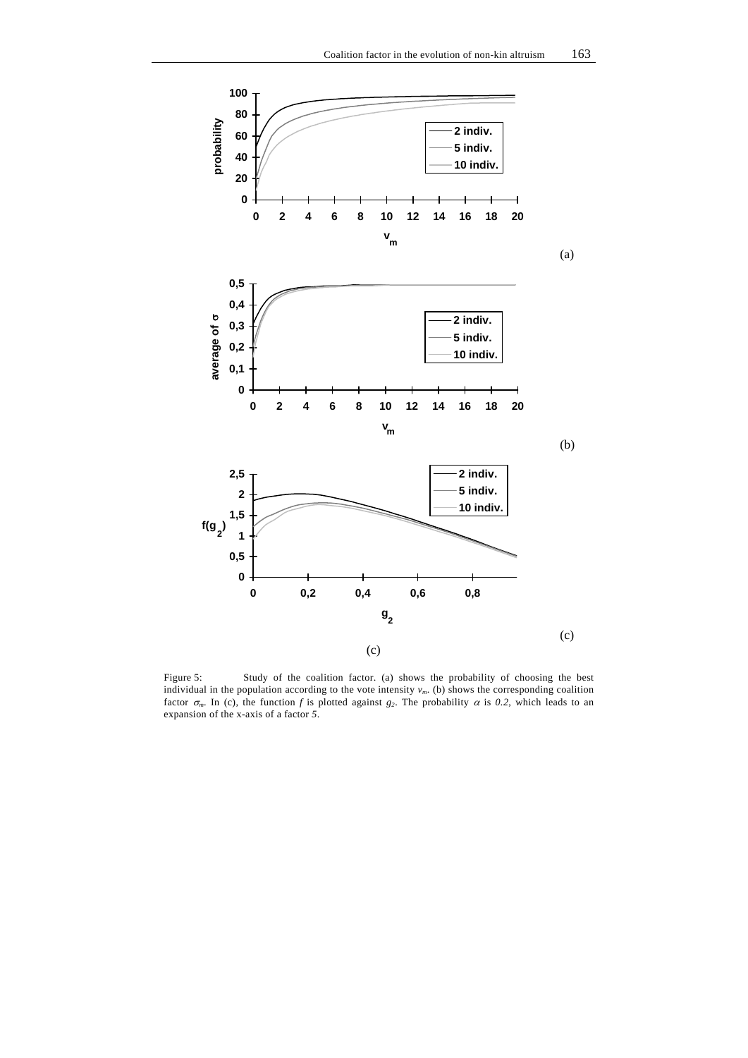Figure 5: Study of the coalition factor. (a) shows the probability of choosing the best individual in the population according to the vote intensity $v_m$. (b) shows the corresponding coalition factor $\sigma_m$. In (c), the function $f$ is plotted against $g_2$. The probability $\alpha$ is $0.2$, which leads to an expansion of the x-axis of a factor $5$.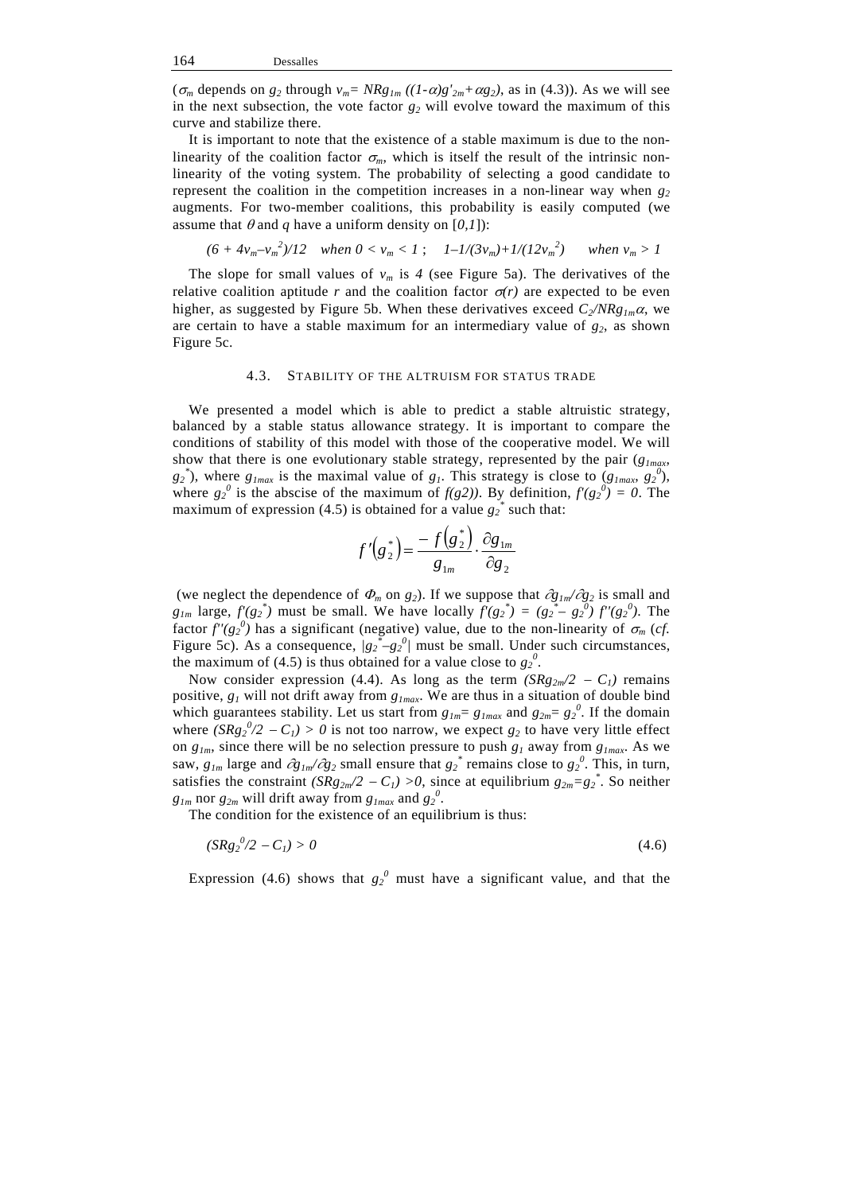($\sigma_m$ depends on $g_2$ through $v_m = NRg_{1m}\,((1-\alpha)g'_{2m}+\alpha g_2)$, as in (4.3)). As we will see in the next subsection, the vote factor $g_2$ will evolve toward the maximum of this curve and stabilize there.

It is important to note that the existence of a stable maximum is due to the non-linearity of the coalition factor $\sigma_m$, which is itself the result of the intrinsic non-linearity of the voting system. The probability of selecting a good candidate to represent the coalition in the competition increases in a non-linear way when $g_2$ augments. For two-member coalitions, this probability is easily computed (we assume that $\theta$ and $q$ have a uniform density on $[0,1]$):

$$(6 + 4v_m - v_m^2)/12 \quad \text{when } 0 < v_m < 1\,; \quad 1 - 1/(3v_m) + 1/(12v_m^2) \quad \text{when } v_m > 1$$

The slope for small values of $v_m$ is $4$ (see Figure 5a). The derivatives of the relative coalition aptitude $r$ and the coalition factor $\sigma(r)$ are expected to be even higher, as suggested by Figure 5b. When these derivatives exceed $C_2/NRg_{1m}\alpha$, we are certain to have a stable maximum for an intermediary value of $g_2$, as shown Figure 5c.

### 4.3. Stability of the altruism for status trade

We presented a model which is able to predict a stable altruistic strategy, balanced by a stable status allowance strategy. It is important to compare the conditions of stability of this model with those of the cooperative model. We will show that there is one evolutionary stable strategy, represented by the pair ($g_{1max}$, $g_2^*$), where $g_{1max}$ is the maximal value of $g_1$. This strategy is close to ($g_{1max}$, $g_2^0$), where $g_2^0$ is the abscise of the maximum of $f(g2)$). By definition, $f'(g_2^0) = 0$. The maximum of expression (4.5) is obtained for a value $g_2^*$ such that:

$$f'\left(g_2^*\right) = \frac{-f\left(g_2^*\right)}{g_{1m}} \cdot \frac{\partial g_{1m}}{\partial g_2}$$

(we neglect the dependence of $\Phi_m$ on $g_2$). If we suppose that $\partial g_{1m}/\partial g_2$ is small and $g_{1m}$ large, $f'(g_2^*)$ must be small. We have locally $f'(g_2^*) = (g_2^* - g_2^0)\, f''(g_2^0)$. The factor $f''(g_2^0)$ has a significant (negative) value, due to the non-linearity of $\sigma_m$ (*cf.* Figure 5c). As a consequence, $|g_2^* - g_2^0|$ must be small. Under such circumstances, the maximum of (4.5) is thus obtained for a value close to $g_2^0$.

Now consider expression (4.4). As long as the term $(SRg_{2m}/2 - C_1)$ remains positive, $g_1$ will not drift away from $g_{1max}$. We are thus in a situation of double bind which guarantees stability. Let us start from $g_{1m} = g_{1max}$ and $g_{2m} = g_2^0$. If the domain where $(SRg_2^0/2 - C_1) > 0$ is not too narrow, we expect $g_2$ to have very little effect on $g_{1m}$, since there will be no selection pressure to push $g_1$ away from $g_{1max}$. As we saw, $g_{1m}$ large and $\partial g_{1m}/\partial g_2$ small ensure that $g_2^*$ remains close to $g_2^0$. This, in turn, satisfies the constraint $(SRg_{2m}/2 - C_1) > 0$, since at equilibrium $g_{2m} = g_2^*$. So neither $g_{1m}$ nor $g_{2m}$ will drift away from $g_{1max}$ and $g_2^0$.

The condition for the existence of an equilibrium is thus:

$$(SRg_2^0/2 - C_1) > 0 \tag{4.6}$$

Expression (4.6) shows that $g_2^0$ must have a significant value, and that the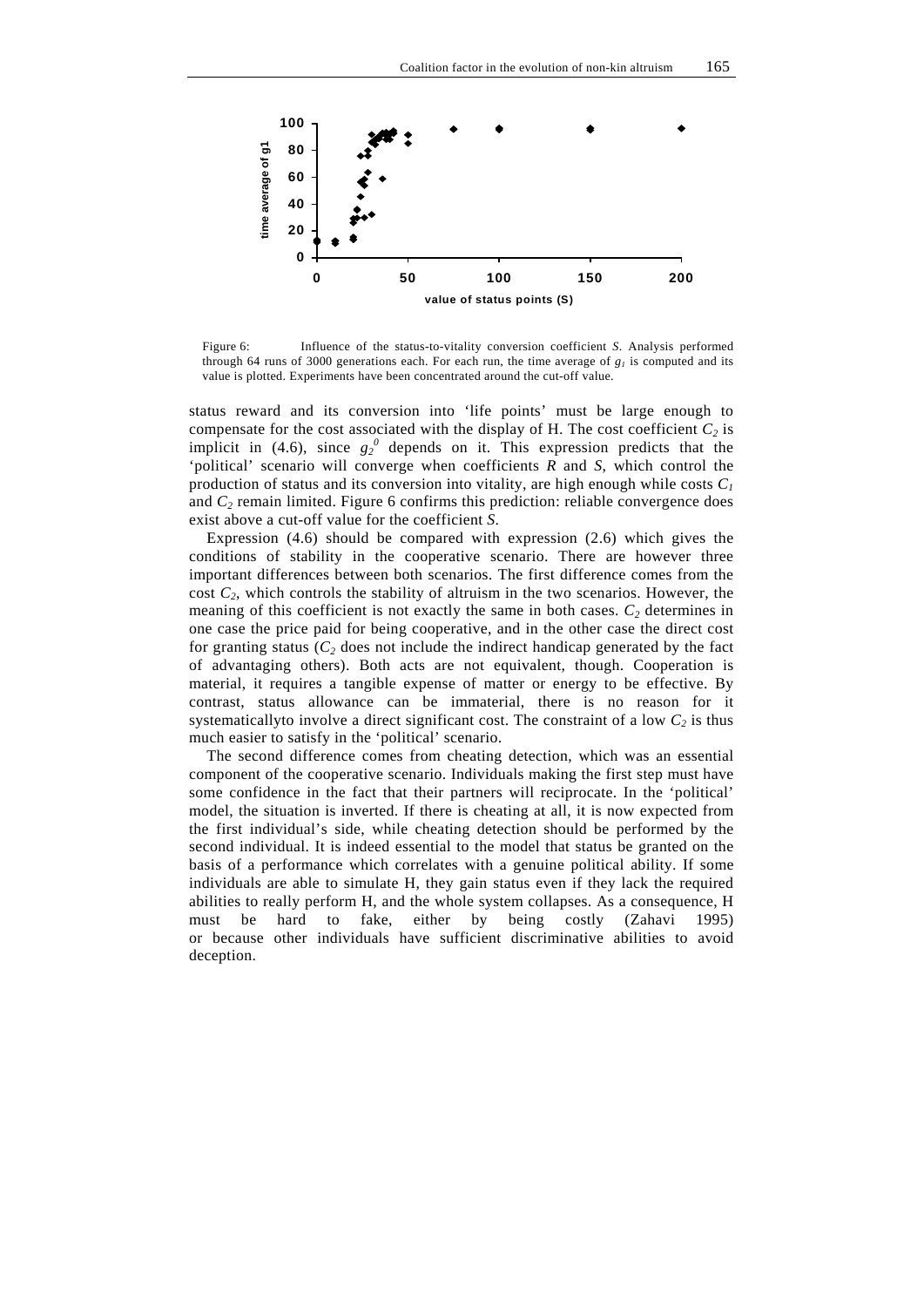Figure 6: Influence of the status-to-vitality conversion coefficient *S*. Analysis performed through 64 runs of 3000 generations each. For each run, the time average of $g_1$ is computed and its value is plotted. Experiments have been concentrated around the cut-off value.

status reward and its conversion into 'life points' must be large enough to compensate for the cost associated with the display of H. The cost coefficient $C_2$ is implicit in (4.6), since $g_2^0$ depends on it. This expression predicts that the 'political' scenario will converge when coefficients $R$ and $S$, which control the production of status and its conversion into vitality, are high enough while costs $C_1$ and $C_2$ remain limited. Figure 6 confirms this prediction: reliable convergence does exist above a cut-off value for the coefficient $S$.

Expression (4.6) should be compared with expression (2.6) which gives the conditions of stability in the cooperative scenario. There are however three important differences between both scenarios. The first difference comes from the cost $C_2$, which controls the stability of altruism in the two scenarios. However, the meaning of this coefficient is not exactly the same in both cases. $C_2$ determines in one case the price paid for being cooperative, and in the other case the direct cost for granting status ($C_2$ does not include the indirect handicap generated by the fact of advantaging others). Both acts are not equivalent, though. Cooperation is material, it requires a tangible expense of matter or energy to be effective. By contrast, status allowance can be immaterial, there is no reason for it systematicallyto involve a direct significant cost. The constraint of a low $C_2$ is thus much easier to satisfy in the 'political' scenario.

The second difference comes from cheating detection, which was an essential component of the cooperative scenario. Individuals making the first step must have some confidence in the fact that their partners will reciprocate. In the 'political' model, the situation is inverted. If there is cheating at all, it is now expected from the first individual's side, while cheating detection should be performed by the second individual. It is indeed essential to the model that status be granted on the basis of a performance which correlates with a genuine political ability. If some individuals are able to simulate H, they gain status even if they lack the required abilities to really perform H, and the whole system collapses. As a consequence, H must be hard to fake, either by being costly (Zahavi 1995) or because other individuals have sufficient discriminative abilities to avoid deception.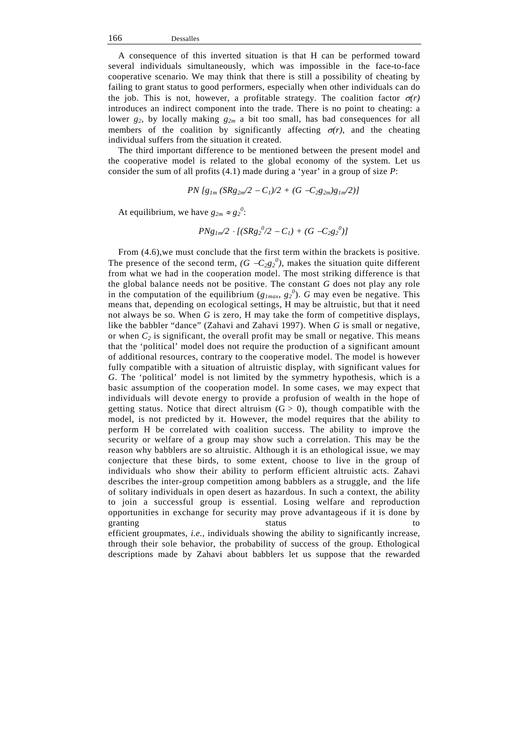A consequence of this inverted situation is that H can be performed toward several individuals simultaneously, which was impossible in the face-to-face cooperative scenario. We may think that there is still a possibility of cheating by failing to grant status to good performers, especially when other individuals can do the job. This is not, however, a profitable strategy. The coalition factor $\sigma(r)$ introduces an indirect component into the trade. There is no point to cheating: a lower $g_2$, by locally making $g_{2m}$ a bit too small, has bad consequences for all members of the coalition by significantly affecting $\sigma(r)$, and the cheating individual suffers from the situation it created.

The third important difference to be mentioned between the present model and the cooperative model is related to the global economy of the system. Let us consider the sum of all profits (4.1) made during a 'year' in a group of size $P$:

$$PN\,[g_{1m}\,(SRg_{2m}/2 - C_1)/2 + (G - C_2 g_{2m})g_{1m}/2)]$$

At equilibrium, we have $g_{2m} \approx g_2^0$:

$$PNg_{1m}/2 \cdot [(SRg_2^0/2 - C_1) + (G - C_2 g_2^0)]$$

From (4.6),we must conclude that the first term within the brackets is positive. The presence of the second term, $(G - C_2 g_2^0)$, makes the situation quite different from what we had in the cooperation model. The most striking difference is that the global balance needs not be positive. The constant $G$ does not play any role in the computation of the equilibrium ($g_{1max}$, $g_2^0$). $G$ may even be negative. This means that, depending on ecological settings, H may be altruistic, but that it need not always be so. When $G$ is zero, H may take the form of competitive displays, like the babbler "dance" (Zahavi and Zahavi 1997). When $G$ is small or negative, or when $C_2$ is significant, the overall profit may be small or negative. This means that the 'political' model does not require the production of a significant amount of additional resources, contrary to the cooperative model. The model is however fully compatible with a situation of altruistic display, with significant values for $G$. The 'political' model is not limited by the symmetry hypothesis, which is a basic assumption of the cooperation model. In some cases, we may expect that individuals will devote energy to provide a profusion of wealth in the hope of getting status. Notice that direct altruism ($G > 0$), though compatible with the model, is not predicted by it. However, the model requires that the ability to perform H be correlated with coalition success. The ability to improve the security or welfare of a group may show such a correlation. This may be the reason why babblers are so altruistic. Although it is an ethological issue, we may conjecture that these birds, to some extent, choose to live in the group of individuals who show their ability to perform efficient altruistic acts. Zahavi describes the inter-group competition among babblers as a struggle, and the life of solitary individuals in open desert as hazardous. In such a context, the ability to join a successful group is essential. Losing welfare and reproduction opportunities in exchange for security may prove advantageous if it is done by granting status to efficient groupmates, *i.e.*, individuals showing the ability to significantly increase, through their sole behavior, the probability of success of the group. Ethological descriptions made by Zahavi about babblers let us suppose that the rewarded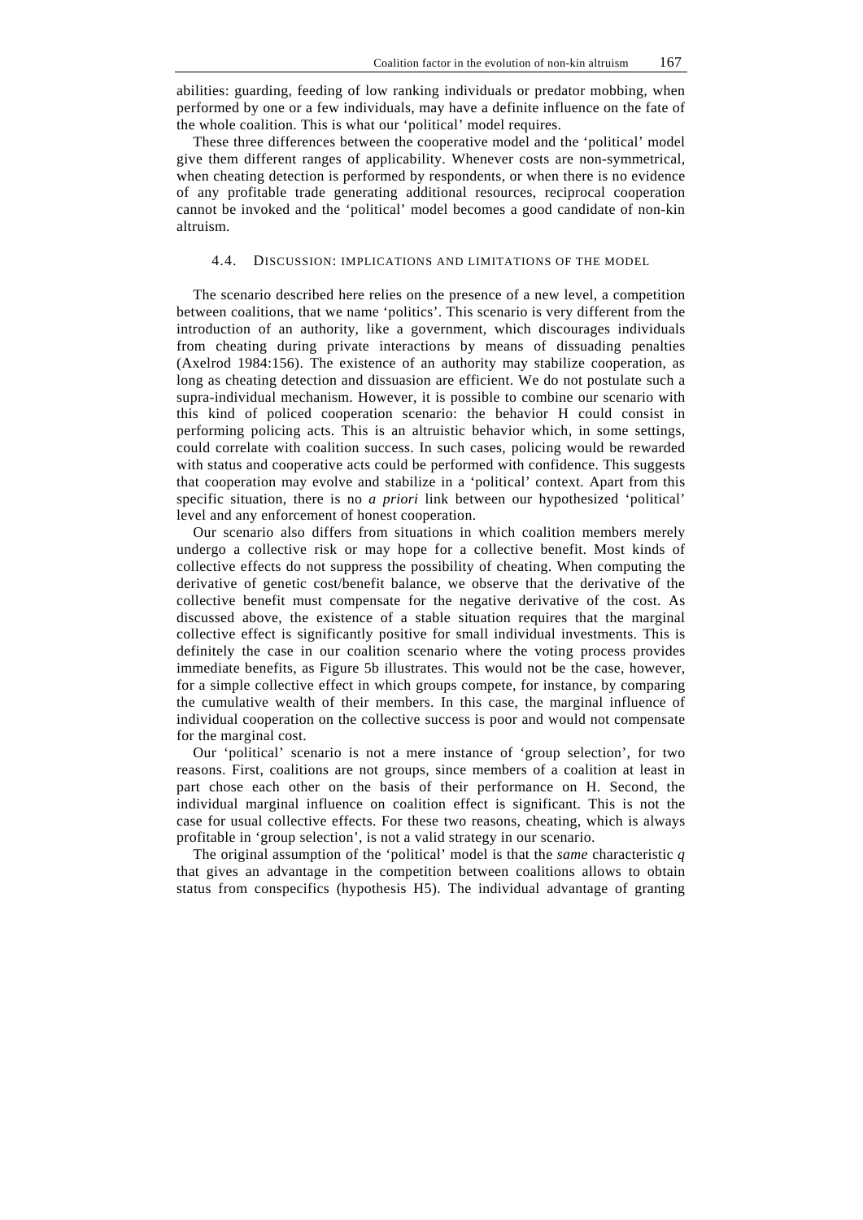abilities: guarding, feeding of low ranking individuals or predator mobbing, when performed by one or a few individuals, may have a definite influence on the fate of the whole coalition. This is what our 'political' model requires.

These three differences between the cooperative model and the 'political' model give them different ranges of applicability. Whenever costs are non-symmetrical, when cheating detection is performed by respondents, or when there is no evidence of any profitable trade generating additional resources, reciprocal cooperation cannot be invoked and the 'political' model becomes a good candidate of non-kin altruism.

### 4.4. DISCUSSION: IMPLICATIONS AND LIMITATIONS OF THE MODEL

The scenario described here relies on the presence of a new level, a competition between coalitions, that we name 'politics'. This scenario is very different from the introduction of an authority, like a government, which discourages individuals from cheating during private interactions by means of dissuading penalties (Axelrod 1984:156). The existence of an authority may stabilize cooperation, as long as cheating detection and dissuasion are efficient. We do not postulate such a supra-individual mechanism. However, it is possible to combine our scenario with this kind of policed cooperation scenario: the behavior H could consist in performing policing acts. This is an altruistic behavior which, in some settings, could correlate with coalition success. In such cases, policing would be rewarded with status and cooperative acts could be performed with confidence. This suggests that cooperation may evolve and stabilize in a 'political' context. Apart from this specific situation, there is no *a priori* link between our hypothesized 'political' level and any enforcement of honest cooperation.

Our scenario also differs from situations in which coalition members merely undergo a collective risk or may hope for a collective benefit. Most kinds of collective effects do not suppress the possibility of cheating. When computing the derivative of genetic cost/benefit balance, we observe that the derivative of the collective benefit must compensate for the negative derivative of the cost. As discussed above, the existence of a stable situation requires that the marginal collective effect is significantly positive for small individual investments. This is definitely the case in our coalition scenario where the voting process provides immediate benefits, as Figure 5b illustrates. This would not be the case, however, for a simple collective effect in which groups compete, for instance, by comparing the cumulative wealth of their members. In this case, the marginal influence of individual cooperation on the collective success is poor and would not compensate for the marginal cost.

Our 'political' scenario is not a mere instance of 'group selection', for two reasons. First, coalitions are not groups, since members of a coalition at least in part chose each other on the basis of their performance on H. Second, the individual marginal influence on coalition effect is significant. This is not the case for usual collective effects. For these two reasons, cheating, which is always profitable in 'group selection', is not a valid strategy in our scenario.

The original assumption of the 'political' model is that the *same* characteristic $q$ that gives an advantage in the competition between coalitions allows to obtain status from conspecifics (hypothesis H5). The individual advantage of granting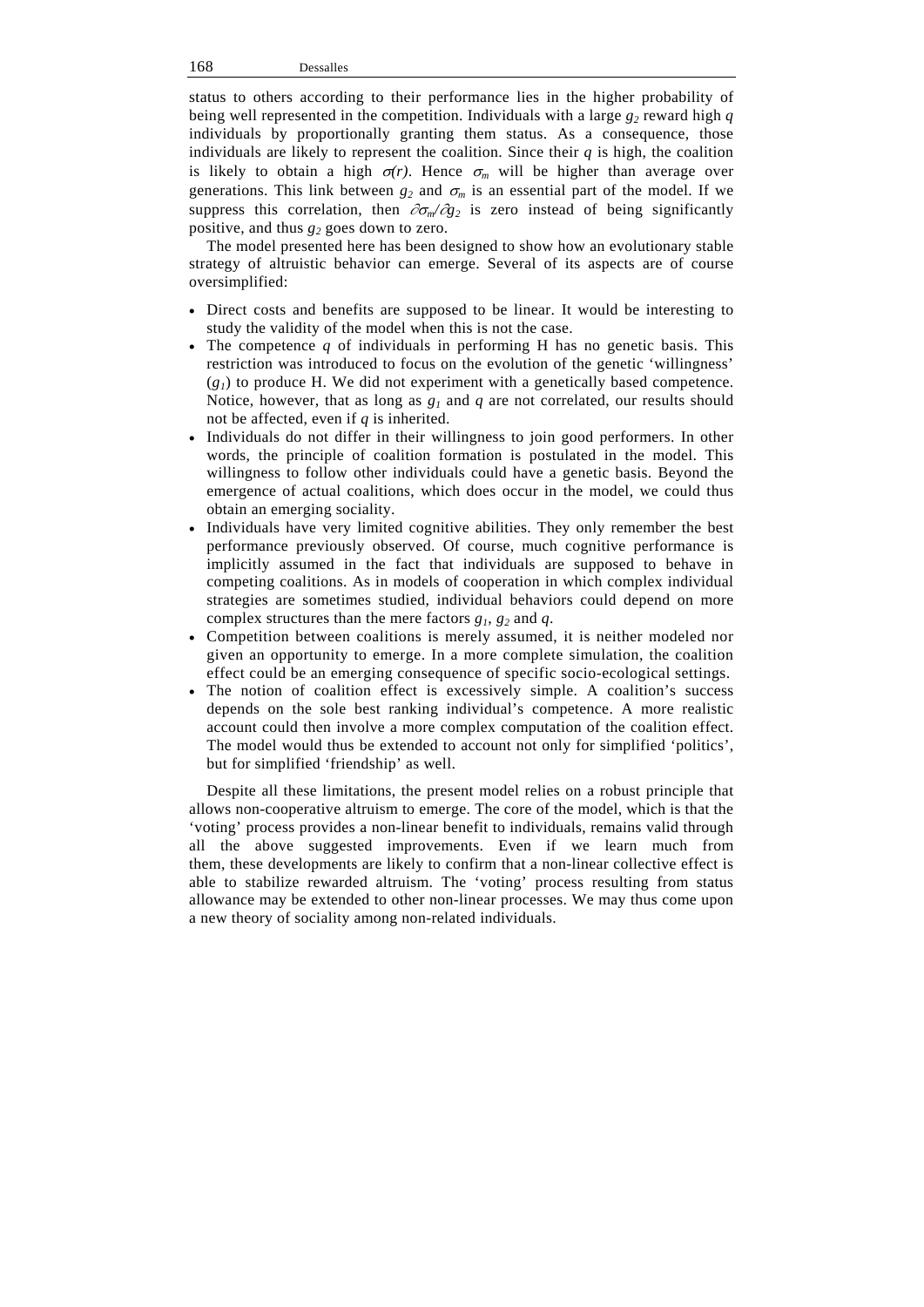status to others according to their performance lies in the higher probability of being well represented in the competition. Individuals with a large $g_2$ reward high $q$ individuals by proportionally granting them status. As a consequence, those individuals are likely to represent the coalition. Since their $q$ is high, the coalition is likely to obtain a high $\sigma(r)$. Hence $\sigma_m$ will be higher than average over generations. This link between $g_2$ and $\sigma_m$ is an essential part of the model. If we suppress this correlation, then $\partial\sigma_m/\partial g_2$ is zero instead of being significantly positive, and thus $g_2$ goes down to zero.

The model presented here has been designed to show how an evolutionary stable strategy of altruistic behavior can emerge. Several of its aspects are of course oversimplified:

- Direct costs and benefits are supposed to be linear. It would be interesting to study the validity of the model when this is not the case.
- The competence $q$ of individuals in performing H has no genetic basis. This restriction was introduced to focus on the evolution of the genetic 'willingness' ($g_1$) to produce H. We did not experiment with a genetically based competence. Notice, however, that as long as $g_1$ and $q$ are not correlated, our results should not be affected, even if $q$ is inherited.
- Individuals do not differ in their willingness to join good performers. In other words, the principle of coalition formation is postulated in the model. This willingness to follow other individuals could have a genetic basis. Beyond the emergence of actual coalitions, which does occur in the model, we could thus obtain an emerging sociality.
- Individuals have very limited cognitive abilities. They only remember the best performance previously observed. Of course, much cognitive performance is implicitly assumed in the fact that individuals are supposed to behave in competing coalitions. As in models of cooperation in which complex individual strategies are sometimes studied, individual behaviors could depend on more complex structures than the mere factors $g_1$, $g_2$ and $q$.
- Competition between coalitions is merely assumed, it is neither modeled nor given an opportunity to emerge. In a more complete simulation, the coalition effect could be an emerging consequence of specific socio-ecological settings.
- The notion of coalition effect is excessively simple. A coalition's success depends on the sole best ranking individual's competence. A more realistic account could then involve a more complex computation of the coalition effect. The model would thus be extended to account not only for simplified 'politics', but for simplified 'friendship' as well.

Despite all these limitations, the present model relies on a robust principle that allows non-cooperative altruism to emerge. The core of the model, which is that the 'voting' process provides a non-linear benefit to individuals, remains valid through all the above suggested improvements. Even if we learn much from them, these developments are likely to confirm that a non-linear collective effect is able to stabilize rewarded altruism. The 'voting' process resulting from status allowance may be extended to other non-linear processes. We may thus come upon a new theory of sociality among non-related individuals.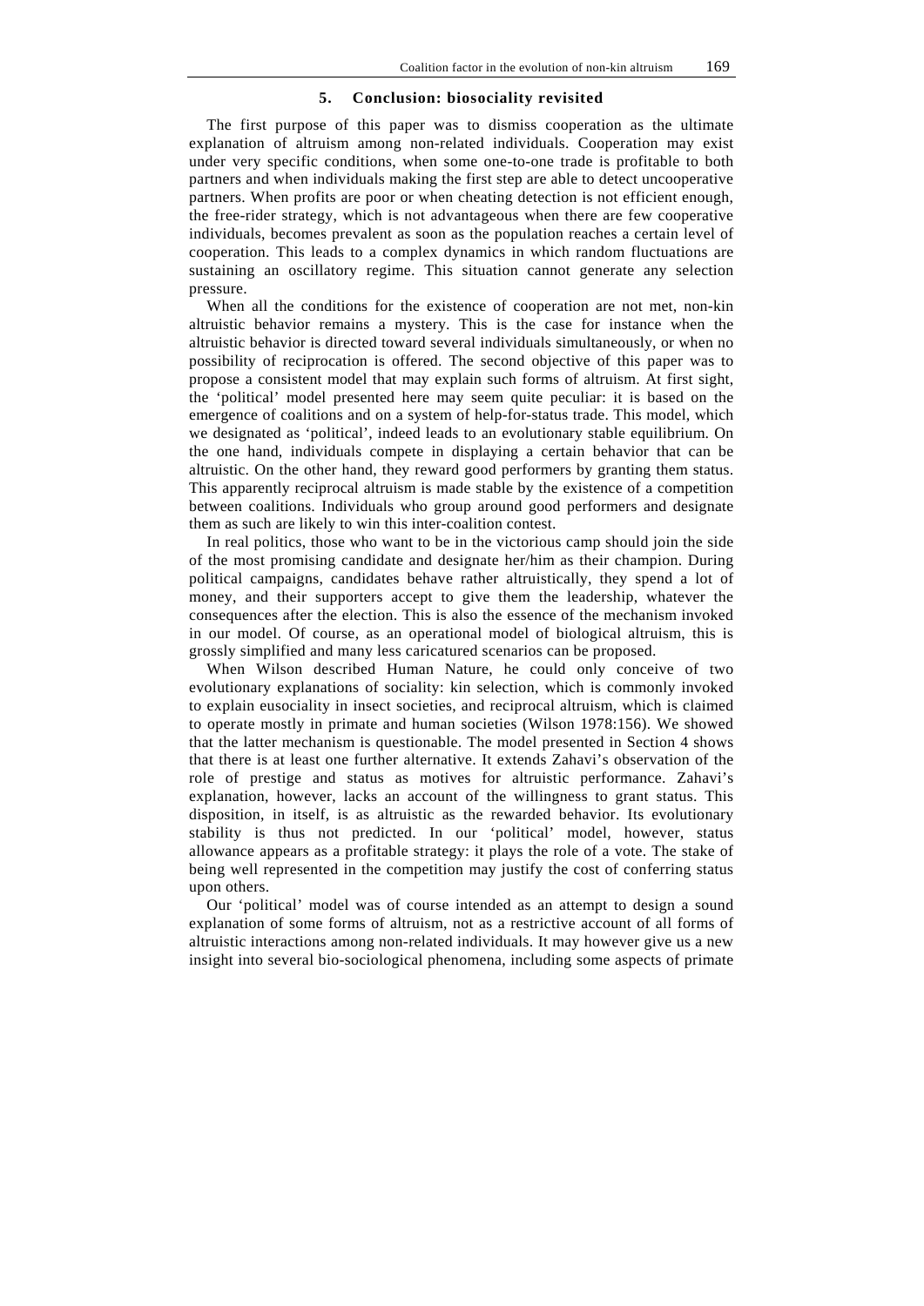## 5. Conclusion: biosociality revisited

The first purpose of this paper was to dismiss cooperation as the ultimate explanation of altruism among non-related individuals. Cooperation may exist under very specific conditions, when some one-to-one trade is profitable to both partners and when individuals making the first step are able to detect uncooperative partners. When profits are poor or when cheating detection is not efficient enough, the free-rider strategy, which is not advantageous when there are few cooperative individuals, becomes prevalent as soon as the population reaches a certain level of cooperation. This leads to a complex dynamics in which random fluctuations are sustaining an oscillatory regime. This situation cannot generate any selection pressure.

When all the conditions for the existence of cooperation are not met, non-kin altruistic behavior remains a mystery. This is the case for instance when the altruistic behavior is directed toward several individuals simultaneously, or when no possibility of reciprocation is offered. The second objective of this paper was to propose a consistent model that may explain such forms of altruism. At first sight, the 'political' model presented here may seem quite peculiar: it is based on the emergence of coalitions and on a system of help-for-status trade. This model, which we designated as 'political', indeed leads to an evolutionary stable equilibrium. On the one hand, individuals compete in displaying a certain behavior that can be altruistic. On the other hand, they reward good performers by granting them status. This apparently reciprocal altruism is made stable by the existence of a competition between coalitions. Individuals who group around good performers and designate them as such are likely to win this inter-coalition contest.

In real politics, those who want to be in the victorious camp should join the side of the most promising candidate and designate her/him as their champion. During political campaigns, candidates behave rather altruistically, they spend a lot of money, and their supporters accept to give them the leadership, whatever the consequences after the election. This is also the essence of the mechanism invoked in our model. Of course, as an operational model of biological altruism, this is grossly simplified and many less caricatured scenarios can be proposed.

When Wilson described Human Nature, he could only conceive of two evolutionary explanations of sociality: kin selection, which is commonly invoked to explain eusociality in insect societies, and reciprocal altruism, which is claimed to operate mostly in primate and human societies (Wilson 1978:156). We showed that the latter mechanism is questionable. The model presented in Section 4 shows that there is at least one further alternative. It extends Zahavi's observation of the role of prestige and status as motives for altruistic performance. Zahavi's explanation, however, lacks an account of the willingness to grant status. This disposition, in itself, is as altruistic as the rewarded behavior. Its evolutionary stability is thus not predicted. In our 'political' model, however, status allowance appears as a profitable strategy: it plays the role of a vote. The stake of being well represented in the competition may justify the cost of conferring status upon others.

Our 'political' model was of course intended as an attempt to design a sound explanation of some forms of altruism, not as a restrictive account of all forms of altruistic interactions among non-related individuals. It may however give us a new insight into several bio-sociological phenomena, including some aspects of primate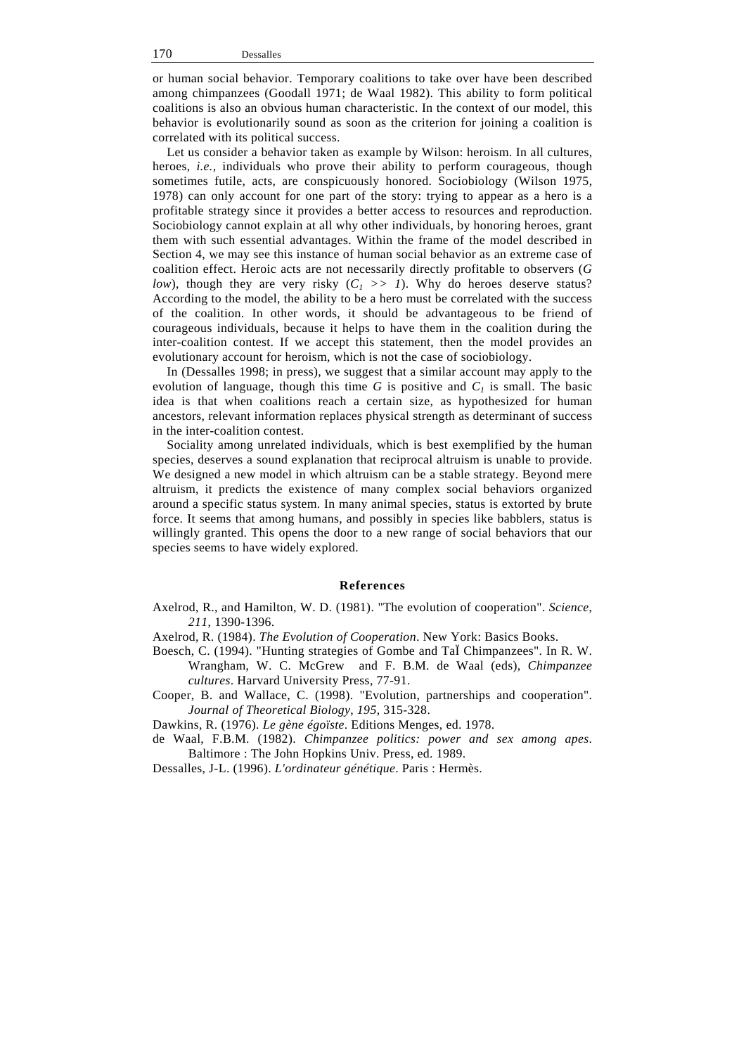or human social behavior. Temporary coalitions to take over have been described among chimpanzees (Goodall 1971; de Waal 1982). This ability to form political coalitions is also an obvious human characteristic. In the context of our model, this behavior is evolutionarily sound as soon as the criterion for joining a coalition is correlated with its political success.

Let us consider a behavior taken as example by Wilson: heroism. In all cultures, heroes, *i.e.*, individuals who prove their ability to perform courageous, though sometimes futile, acts, are conspicuously honored. Sociobiology (Wilson 1975, 1978) can only account for one part of the story: trying to appear as a hero is a profitable strategy since it provides a better access to resources and reproduction. Sociobiology cannot explain at all why other individuals, by honoring heroes, grant them with such essential advantages. Within the frame of the model described in Section 4, we may see this instance of human social behavior as an extreme case of coalition effect. Heroic acts are not necessarily directly profitable to observers (*G low*), though they are very risky ($C_1 >> 1$). Why do heroes deserve status? According to the model, the ability to be a hero must be correlated with the success of the coalition. In other words, it should be advantageous to be friend of courageous individuals, because it helps to have them in the coalition during the inter-coalition contest. If we accept this statement, then the model provides an evolutionary account for heroism, which is not the case of sociobiology.

In (Dessalles 1998; in press), we suggest that a similar account may apply to the evolution of language, though this time $G$ is positive and $C_1$ is small. The basic idea is that when coalitions reach a certain size, as hypothesized for human ancestors, relevant information replaces physical strength as determinant of success in the inter-coalition contest.

Sociality among unrelated individuals, which is best exemplified by the human species, deserves a sound explanation that reciprocal altruism is unable to provide. We designed a new model in which altruism can be a stable strategy. Beyond mere altruism, it predicts the existence of many complex social behaviors organized around a specific status system. In many animal species, status is extorted by brute force. It seems that among humans, and possibly in species like babblers, status is willingly granted. This opens the door to a new range of social behaviors that our species seems to have widely explored.

## References

Axelrod, R., and Hamilton, W. D. (1981). "The evolution of cooperation". *Science*, *211*, 1390-1396.

Axelrod, R. (1984). *The Evolution of Cooperation*. New York: Basics Books.

Boesch, C. (1994). "Hunting strategies of Gombe and TaÏ Chimpanzees". In R. W. Wrangham, W. C. McGrew and F. B.M. de Waal (eds), *Chimpanzee cultures*. Harvard University Press, 77-91.

Cooper, B. and Wallace, C. (1998). "Evolution, partnerships and cooperation". *Journal of Theoretical Biology*, *195*, 315-328.

Dawkins, R. (1976). *Le gène égoïste*. Editions Menges, ed. 1978.

de Waal, F.B.M. (1982). *Chimpanzee politics: power and sex among apes*. Baltimore : The John Hopkins Univ. Press, ed. 1989.

Dessalles, J-L. (1996). *L'ordinateur génétique*. Paris : Hermès.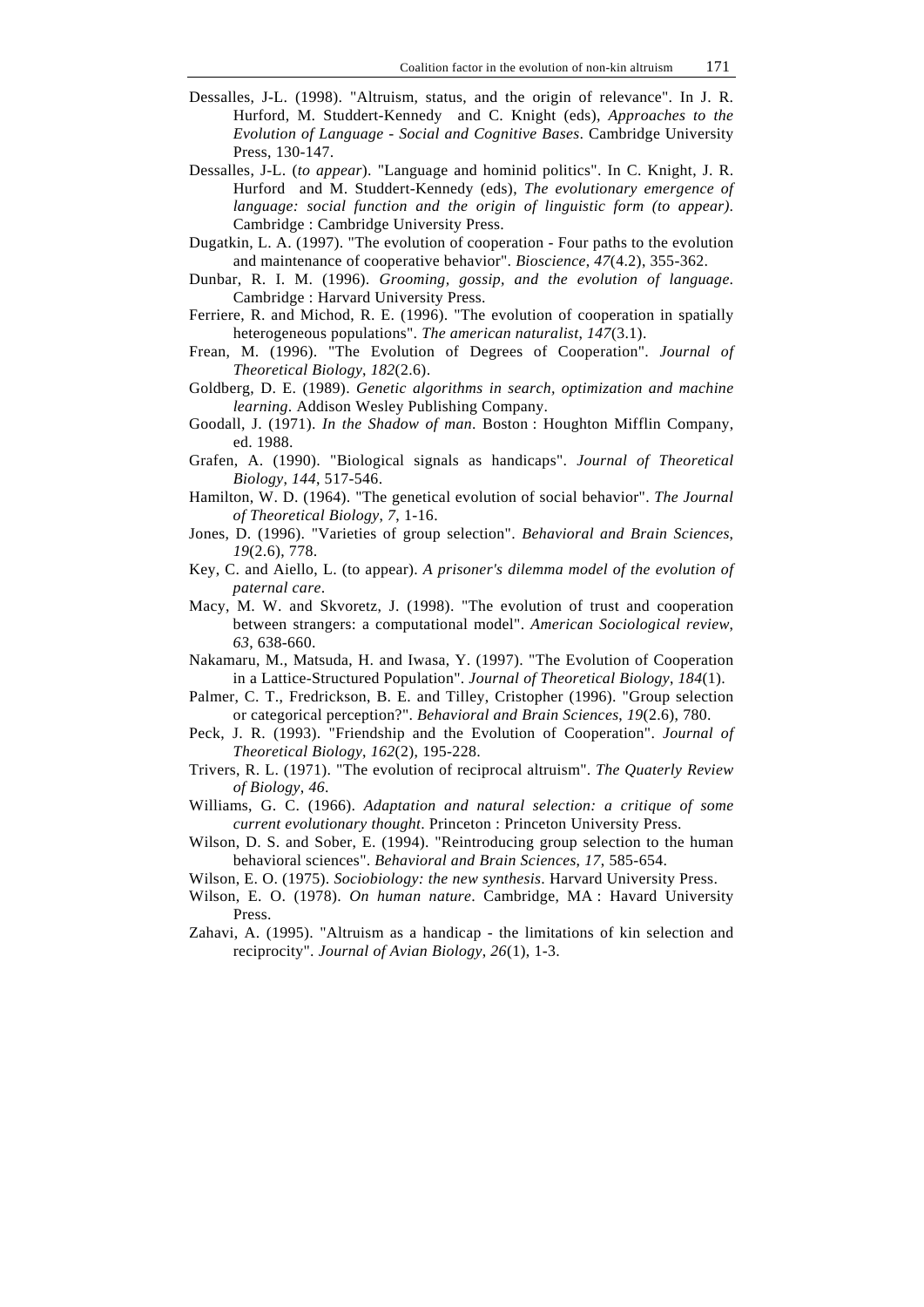Dessalles, J-L. (1998). "Altruism, status, and the origin of relevance". In J. R. Hurford, M. Studdert-Kennedy and C. Knight (eds), *Approaches to the Evolution of Language - Social and Cognitive Bases*. Cambridge University Press, 130-147.

Dessalles, J-L. (*to appear*). "Language and hominid politics". In C. Knight, J. R. Hurford and M. Studdert-Kennedy (eds), *The evolutionary emergence of language: social function and the origin of linguistic form (to appear)*. Cambridge : Cambridge University Press.

Dugatkin, L. A. (1997). "The evolution of cooperation - Four paths to the evolution and maintenance of cooperative behavior". *Bioscience*, *47*(4.2), 355-362.

Dunbar, R. I. M. (1996). *Grooming, gossip, and the evolution of language*. Cambridge : Harvard University Press.

Ferriere, R. and Michod, R. E. (1996). "The evolution of cooperation in spatially heterogeneous populations". *The american naturalist*, *147*(3.1).

Frean, M. (1996). "The Evolution of Degrees of Cooperation". *Journal of Theoretical Biology*, *182*(2.6).

Goldberg, D. E. (1989). *Genetic algorithms in search, optimization and machine learning*. Addison Wesley Publishing Company.

Goodall, J. (1971). *In the Shadow of man*. Boston : Houghton Mifflin Company, ed. 1988.

Grafen, A. (1990). "Biological signals as handicaps". *Journal of Theoretical Biology*, *144*, 517-546.

Hamilton, W. D. (1964). "The genetical evolution of social behavior". *The Journal of Theoretical Biology*, *7*, 1-16.

Jones, D. (1996). "Varieties of group selection". *Behavioral and Brain Sciences*, *19*(2.6), 778.

Key, C. and Aiello, L. (to appear). *A prisoner's dilemma model of the evolution of paternal care*.

Macy, M. W. and Skvoretz, J. (1998). "The evolution of trust and cooperation between strangers: a computational model". *American Sociological review*, *63*, 638-660.

Nakamaru, M., Matsuda, H. and Iwasa, Y. (1997). "The Evolution of Cooperation in a Lattice-Structured Population". *Journal of Theoretical Biology*, *184*(1).

Palmer, C. T., Fredrickson, B. E. and Tilley, Cristopher (1996). "Group selection or categorical perception?". *Behavioral and Brain Sciences*, *19*(2.6), 780.

Peck, J. R. (1993). "Friendship and the Evolution of Cooperation". *Journal of Theoretical Biology*, *162*(2), 195-228.

Trivers, R. L. (1971). "The evolution of reciprocal altruism". *The Quaterly Review of Biology*, *46*.

Williams, G. C. (1966). *Adaptation and natural selection: a critique of some current evolutionary thought*. Princeton : Princeton University Press.

Wilson, D. S. and Sober, E. (1994). "Reintroducing group selection to the human behavioral sciences". *Behavioral and Brain Sciences*, *17*, 585-654.

Wilson, E. O. (1975). *Sociobiology: the new synthesis*. Harvard University Press.

Wilson, E. O. (1978). *On human nature*. Cambridge, MA : Havard University Press.

Zahavi, A. (1995). "Altruism as a handicap - the limitations of kin selection and reciprocity". *Journal of Avian Biology*, *26*(1), 1-3.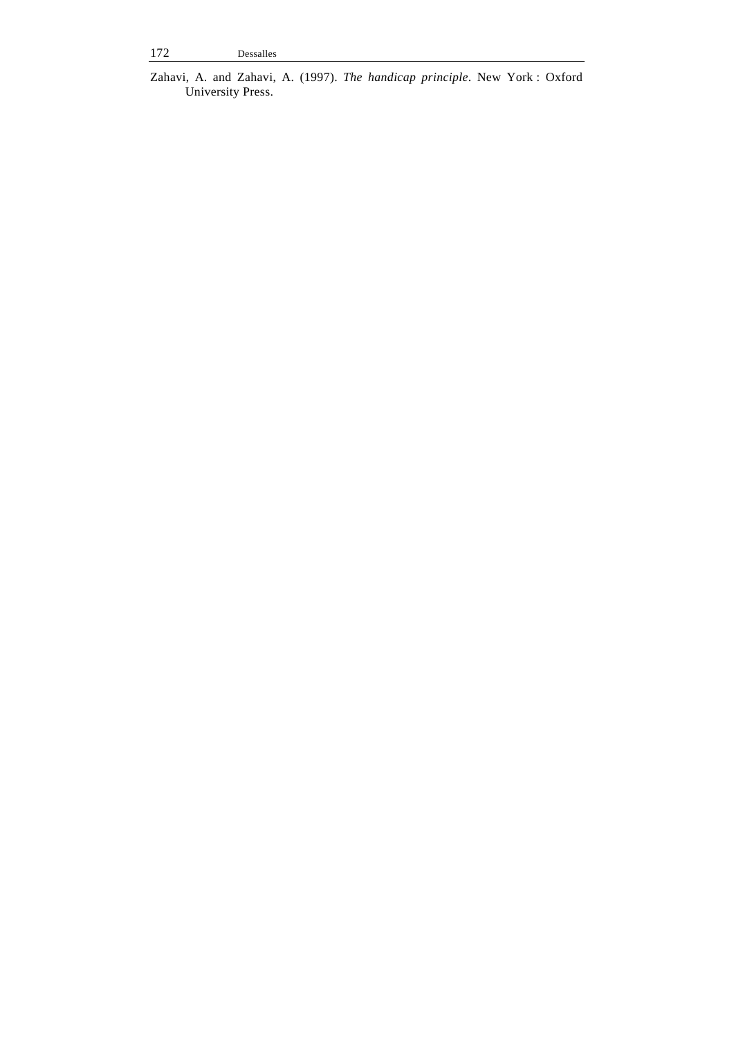Zahavi, A. and Zahavi, A. (1997). *The handicap principle*. New York : Oxford University Press.